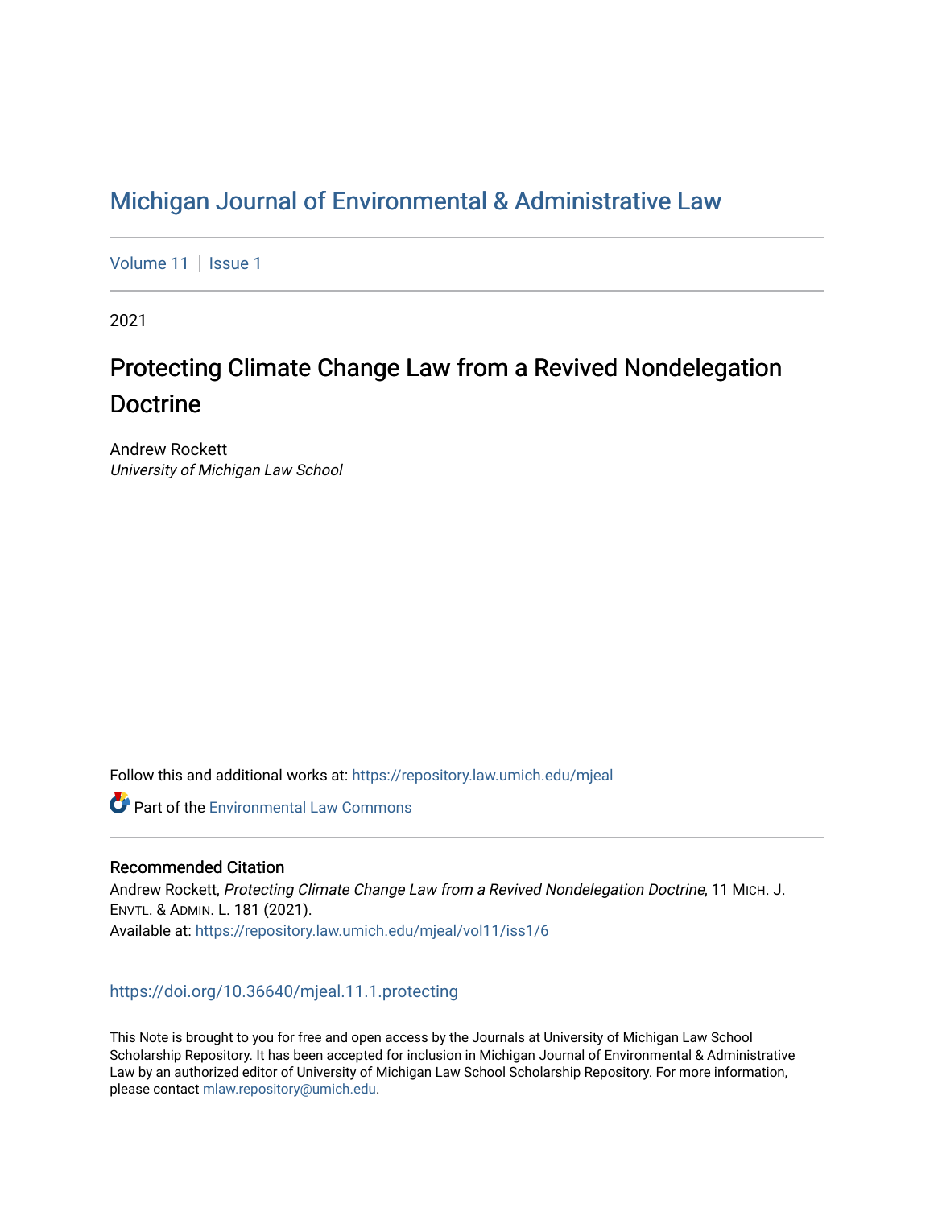# Michigan Journal of Environmental & Administrative Law

Volume 11 | Issue 1

2021

## Protecting Climate Change Law from a Revived Nondelegation Doctrine

Andrew Rockett
*University of Michigan Law School*

Follow this and additional works at: https://repository.law.umich.edu/mjeal

Part of the Environmental Law Commons

### Recommended Citation

Andrew Rockett, *Protecting Climate Change Law from a Revived Nondelegation Doctrine*, 11 MICH. J. ENVTL. & ADMIN. L. 181 (2021).
Available at: https://repository.law.umich.edu/mjeal/vol11/iss1/6

https://doi.org/10.36640/mjeal.11.1.protecting

This Note is brought to you for free and open access by the Journals at University of Michigan Law School Scholarship Repository. It has been accepted for inclusion in Michigan Journal of Environmental & Administrative Law by an authorized editor of University of Michigan Law School Scholarship Repository. For more information, please contact mlaw.repository@umich.edu.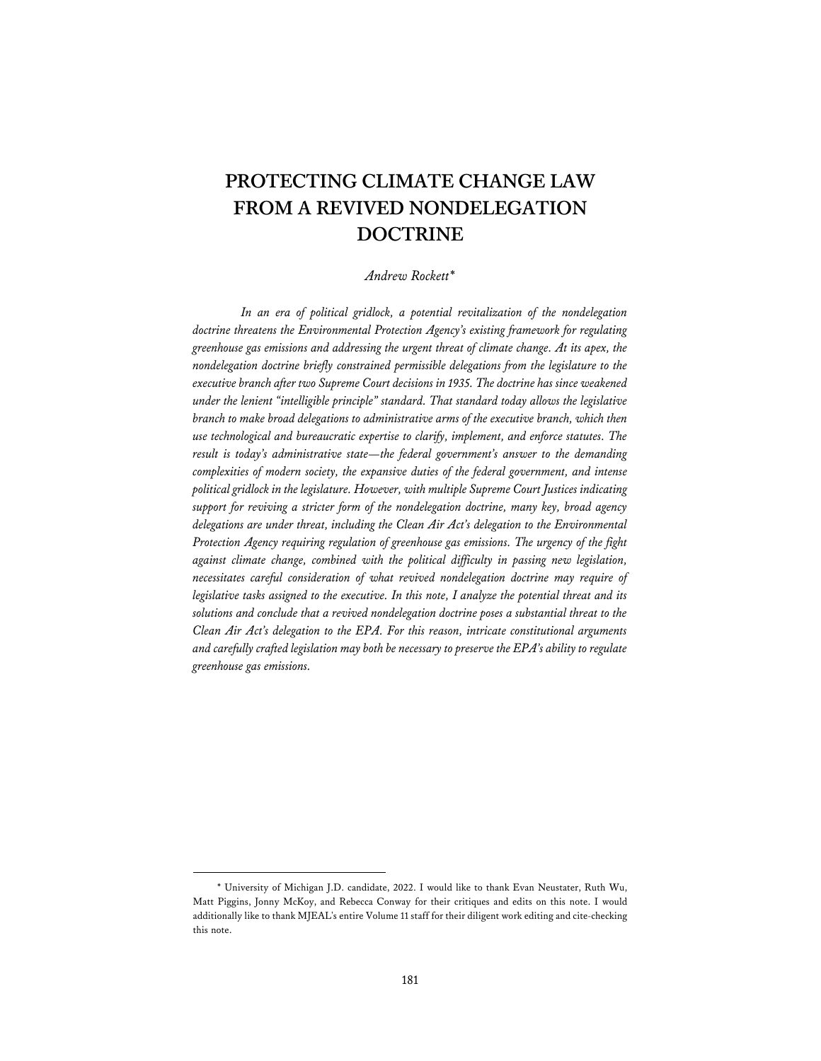# PROTECTING CLIMATE CHANGE LAW FROM A REVIVED NONDELEGATION DOCTRINE

*Andrew Rockett**

*In an era of political gridlock, a potential revitalization of the nondelegation doctrine threatens the Environmental Protection Agency's existing framework for regulating greenhouse gas emissions and addressing the urgent threat of climate change. At its apex, the nondelegation doctrine briefly constrained permissible delegations from the legislature to the executive branch after two Supreme Court decisions in 1935. The doctrine has since weakened under the lenient "intelligible principle" standard. That standard today allows the legislative branch to make broad delegations to administrative arms of the executive branch, which then use technological and bureaucratic expertise to clarify, implement, and enforce statutes. The result is today's administrative state—the federal government's answer to the demanding complexities of modern society, the expansive duties of the federal government, and intense political gridlock in the legislature. However, with multiple Supreme Court Justices indicating support for reviving a stricter form of the nondelegation doctrine, many key, broad agency delegations are under threat, including the Clean Air Act's delegation to the Environmental Protection Agency requiring regulation of greenhouse gas emissions. The urgency of the fight against climate change, combined with the political difficulty in passing new legislation, necessitates careful consideration of what revived nondelegation doctrine may require of legislative tasks assigned to the executive. In this note, I analyze the potential threat and its solutions and conclude that a revived nondelegation doctrine poses a substantial threat to the Clean Air Act's delegation to the EPA. For this reason, intricate constitutional arguments and carefully crafted legislation may both be necessary to preserve the EPA's ability to regulate greenhouse gas emissions.*

---

\* University of Michigan J.D. candidate, 2022. I would like to thank Evan Neustater, Ruth Wu, Matt Piggins, Jonny McKoy, and Rebecca Conway for their critiques and edits on this note. I would additionally like to thank MJEAL's entire Volume 11 staff for their diligent work editing and cite-checking this note.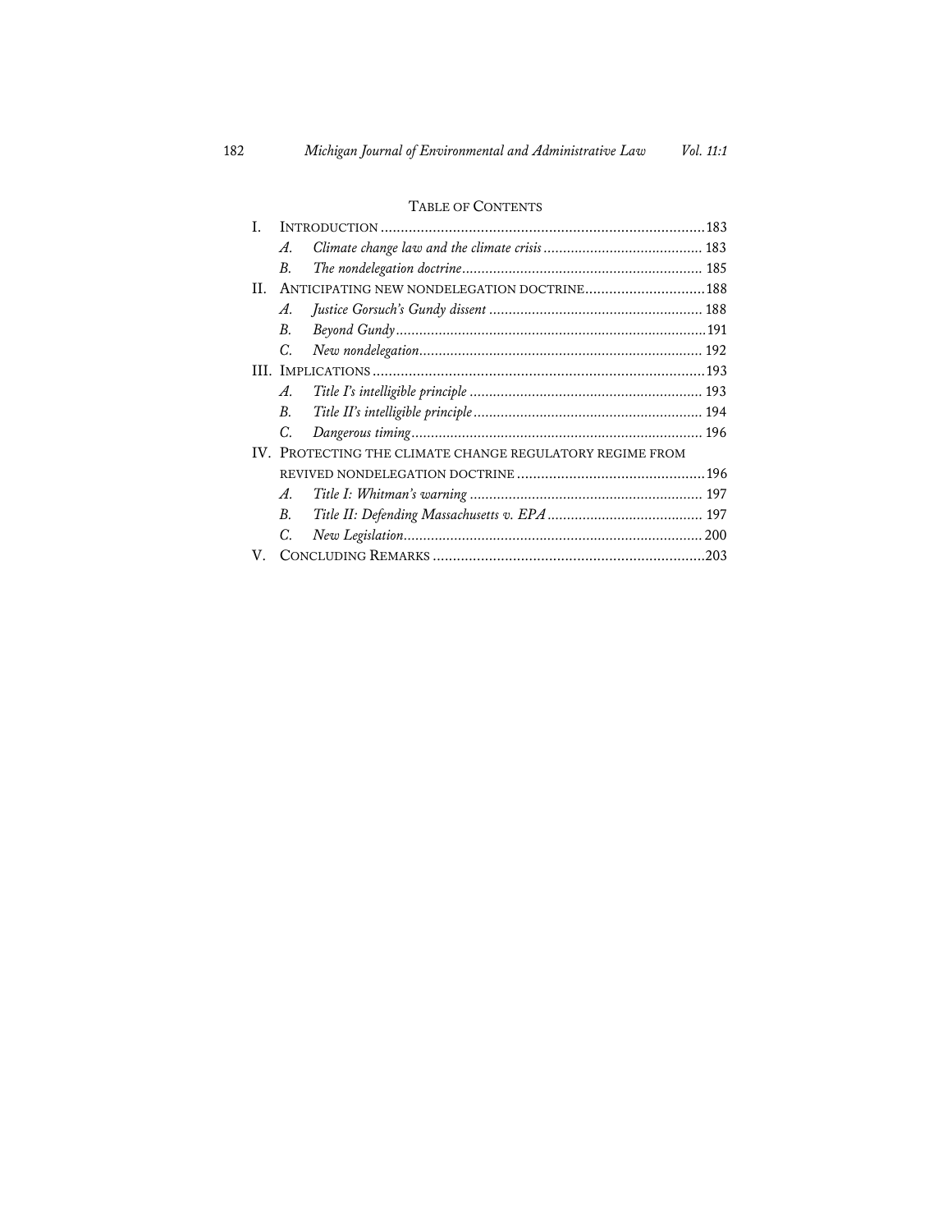## Table of Contents

- I. Introduction ........ 183
  - *A. Climate change law and the climate crisis* ........ 183
  - *B. The nondelegation doctrine* ........ 185
- II. Anticipating new nondelegation doctrine ........ 188
  - *A. Justice Gorsuch's Gundy dissent* ........ 188
  - *B. Beyond Gundy* ........ 191
  - *C. New nondelegation* ........ 192
- III. Implications ........ 193
  - *A. Title I's intelligible principle* ........ 193
  - *B. Title II's intelligible principle* ........ 194
  - *C. Dangerous timing* ........ 196
- IV. Protecting the climate change regulatory regime from revived nondelegation doctrine ........ 196
  - *A. Title I: Whitman's warning* ........ 197
  - *B. Title II: Defending Massachusetts v. EPA* ........ 197
  - *C. New Legislation* ........ 200
- V. Concluding Remarks ........ 203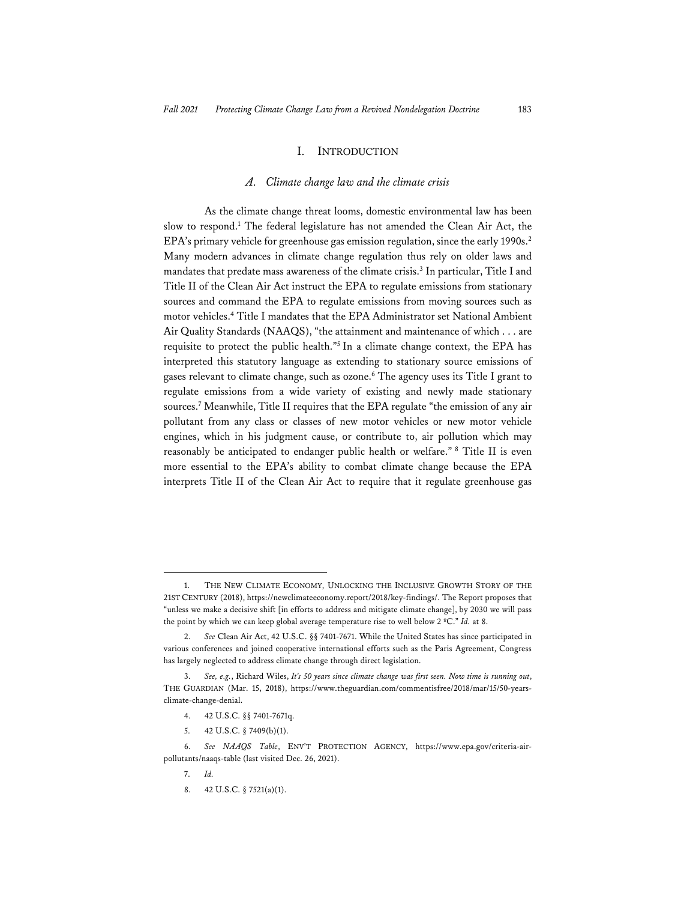# I. Introduction

## *A. Climate change law and the climate crisis*

As the climate change threat looms, domestic environmental law has been slow to respond.[1] The federal legislature has not amended the Clean Air Act, the EPA's primary vehicle for greenhouse gas emission regulation, since the early 1990s.[2] Many modern advances in climate change regulation thus rely on older laws and mandates that predate mass awareness of the climate crisis.[3] In particular, Title I and Title II of the Clean Air Act instruct the EPA to regulate emissions from stationary sources and command the EPA to regulate emissions from moving sources such as motor vehicles.[4] Title I mandates that the EPA Administrator set National Ambient Air Quality Standards (NAAQS), "the attainment and maintenance of which . . . are requisite to protect the public health."[5] In a climate change context, the EPA has interpreted this statutory language as extending to stationary source emissions of gases relevant to climate change, such as ozone.[6] The agency uses its Title I grant to regulate emissions from a wide variety of existing and newly made stationary sources.[7] Meanwhile, Title II requires that the EPA regulate "the emission of any air pollutant from any class or classes of new motor vehicles or new motor vehicle engines, which in his judgment cause, or contribute to, air pollution which may reasonably be anticipated to endanger public health or welfare."[8] Title II is even more essential to the EPA's ability to combat climate change because the EPA interprets Title II of the Clean Air Act to require that it regulate greenhouse gas

---

1. THE NEW CLIMATE ECONOMY, UNLOCKING THE INCLUSIVE GROWTH STORY OF THE 21ST CENTURY (2018), https://newclimateeconomy.report/2018/key-findings/. The Report proposes that "unless we make a decisive shift [in efforts to address and mitigate climate change], by 2030 we will pass the point by which we can keep global average temperature rise to well below 2 ºC." *Id.* at 8.

2. *See* Clean Air Act, 42 U.S.C. §§ 7401-7671. While the United States has since participated in various conferences and joined cooperative international efforts such as the Paris Agreement, Congress has largely neglected to address climate change through direct legislation.

3. *See, e.g.*, Richard Wiles, *It's 50 years since climate change was first seen. Now time is running out*, THE GUARDIAN (Mar. 15, 2018), https://www.theguardian.com/commentisfree/2018/mar/15/50-years-climate-change-denial.

4. 42 U.S.C. §§ 7401-7671q.

5. 42 U.S.C. § 7409(b)(1).

6. *See NAAQS Table*, ENV'T PROTECTION AGENCY, https://www.epa.gov/criteria-air-pollutants/naaqs-table (last visited Dec. 26, 2021).

7. *Id.*

8. 42 U.S.C. § 7521(a)(1).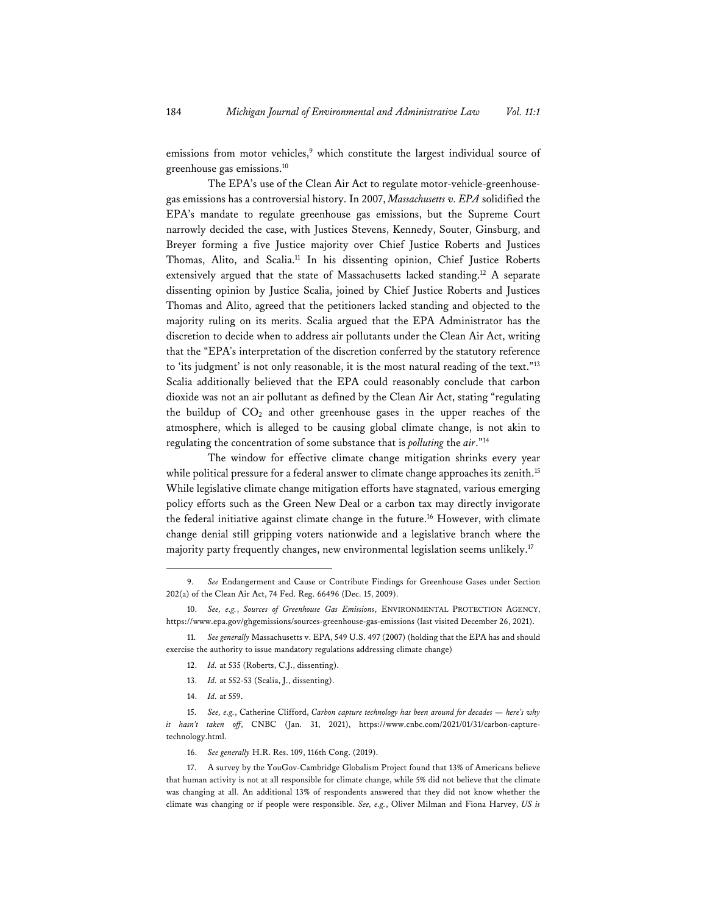emissions from motor vehicles,[9] which constitute the largest individual source of greenhouse gas emissions.[10]

The EPA's use of the Clean Air Act to regulate motor-vehicle-greenhouse-gas emissions has a controversial history. In 2007, *Massachusetts v. EPA* solidified the EPA's mandate to regulate greenhouse gas emissions, but the Supreme Court narrowly decided the case, with Justices Stevens, Kennedy, Souter, Ginsburg, and Breyer forming a five Justice majority over Chief Justice Roberts and Justices Thomas, Alito, and Scalia.[11] In his dissenting opinion, Chief Justice Roberts extensively argued that the state of Massachusetts lacked standing.[12] A separate dissenting opinion by Justice Scalia, joined by Chief Justice Roberts and Justices Thomas and Alito, agreed that the petitioners lacked standing and objected to the majority ruling on its merits. Scalia argued that the EPA Administrator has the discretion to decide when to address air pollutants under the Clean Air Act, writing that the "EPA's interpretation of the discretion conferred by the statutory reference to 'its judgment' is not only reasonable, it is the most natural reading of the text."[13] Scalia additionally believed that the EPA could reasonably conclude that carbon dioxide was not an air pollutant as defined by the Clean Air Act, stating "regulating the buildup of $CO_2$ and other greenhouse gases in the upper reaches of the atmosphere, which is alleged to be causing global climate change, is not akin to regulating the concentration of some substance that is *polluting* the *air*."[14]

The window for effective climate change mitigation shrinks every year while political pressure for a federal answer to climate change approaches its zenith.[15] While legislative climate change mitigation efforts have stagnated, various emerging policy efforts such as the Green New Deal or a carbon tax may directly invigorate the federal initiative against climate change in the future.[16] However, with climate change denial still gripping voters nationwide and a legislative branch where the majority party frequently changes, new environmental legislation seems unlikely.[17]

---

9. *See* Endangerment and Cause or Contribute Findings for Greenhouse Gases under Section 202(a) of the Clean Air Act, 74 Fed. Reg. 66496 (Dec. 15, 2009).

10. *See, e.g.*, *Sources of Greenhouse Gas Emissions*, ENVIRONMENTAL PROTECTION AGENCY, https://www.epa.gov/ghgemissions/sources-greenhouse-gas-emissions (last visited December 26, 2021).

11. *See generally* Massachusetts v. EPA, 549 U.S. 497 (2007) (holding that the EPA has and should exercise the authority to issue mandatory regulations addressing climate change)

12. *Id.* at 535 (Roberts, C.J., dissenting).

13. *Id.* at 552-53 (Scalia, J., dissenting).

14. *Id.* at 559.

15. *See, e.g.*, Catherine Clifford, *Carbon capture technology has been around for decades — here's why it hasn't taken off*, CNBC (Jan. 31, 2021), https://www.cnbc.com/2021/01/31/carbon-capture-technology.html.

16. *See generally* H.R. Res. 109, 116th Cong. (2019).

17. A survey by the YouGov-Cambridge Globalism Project found that 13% of Americans believe that human activity is not at all responsible for climate change, while 5% did not believe that the climate was changing at all. An additional 13% of respondents answered that they did not know whether the climate was changing or if people were responsible. *See, e.g.*, Oliver Milman and Fiona Harvey, *US is*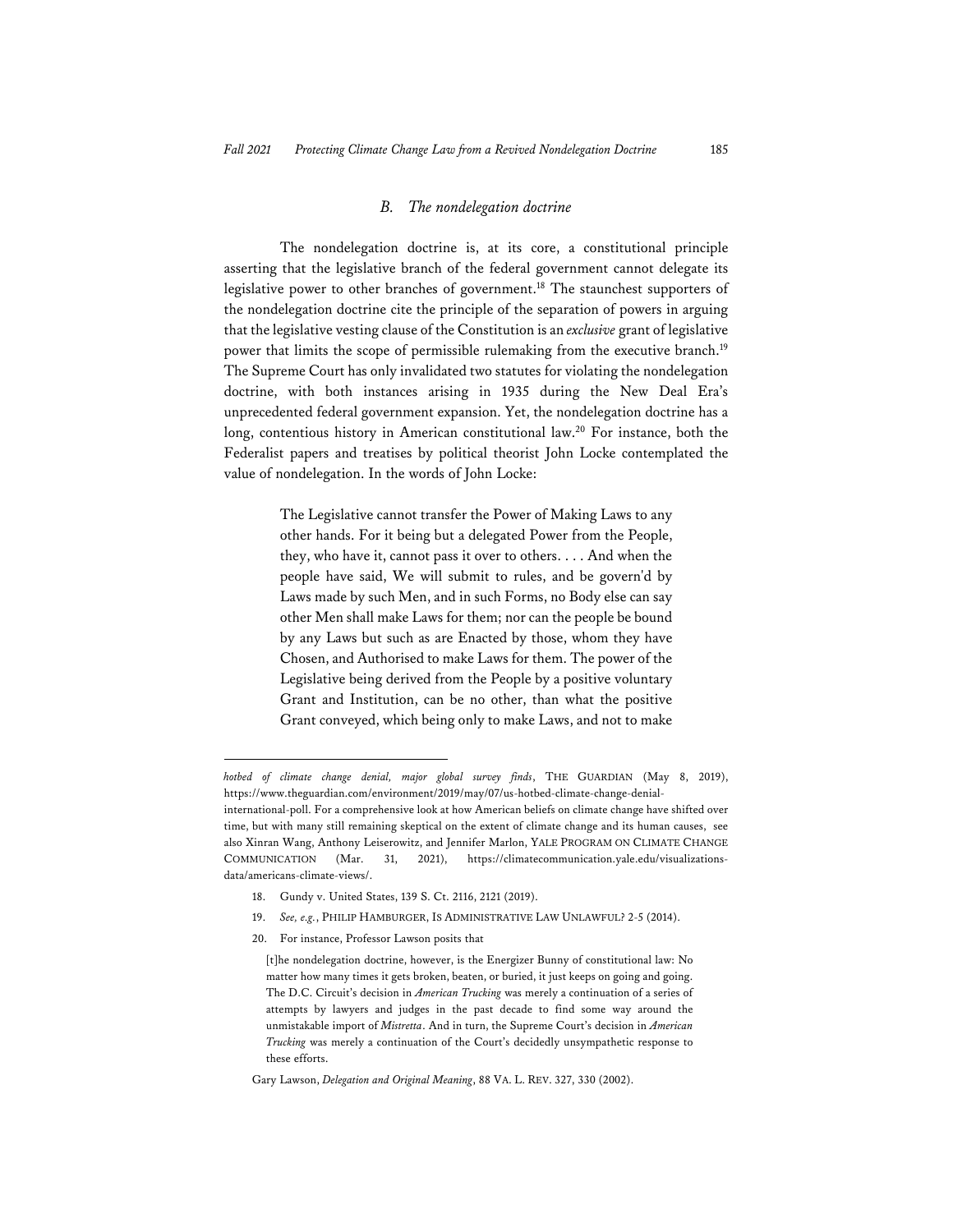### *B. The nondelegation doctrine*

The nondelegation doctrine is, at its core, a constitutional principle asserting that the legislative branch of the federal government cannot delegate its legislative power to other branches of government.[18] The staunchest supporters of the nondelegation doctrine cite the principle of the separation of powers in arguing that the legislative vesting clause of the Constitution is an *exclusive* grant of legislative power that limits the scope of permissible rulemaking from the executive branch.[19] The Supreme Court has only invalidated two statutes for violating the nondelegation doctrine, with both instances arising in 1935 during the New Deal Era's unprecedented federal government expansion. Yet, the nondelegation doctrine has a long, contentious history in American constitutional law.[20] For instance, both the Federalist papers and treatises by political theorist John Locke contemplated the value of nondelegation. In the words of John Locke:

> The Legislative cannot transfer the Power of Making Laws to any other hands. For it being but a delegated Power from the People, they, who have it, cannot pass it over to others. . . . And when the people have said, We will submit to rules, and be govern'd by Laws made by such Men, and in such Forms, no Body else can say other Men shall make Laws for them; nor can the people be bound by any Laws but such as are Enacted by those, whom they have Chosen, and Authorised to make Laws for them. The power of the Legislative being derived from the People by a positive voluntary Grant and Institution, can be no other, than what the positive Grant conveyed, which being only to make Laws, and not to make

---

*hotbed of climate change denial, major global survey finds*, THE GUARDIAN (May 8, 2019), https://www.theguardian.com/environment/2019/may/07/us-hotbed-climate-change-denial-international-poll. For a comprehensive look at how American beliefs on climate change have shifted over time, but with many still remaining skeptical on the extent of climate change and its human causes, see also Xinran Wang, Anthony Leiserowitz, and Jennifer Marlon, YALE PROGRAM ON CLIMATE CHANGE COMMUNICATION (Mar. 31, 2021), https://climatecommunication.yale.edu/visualizations-data/americans-climate-views/.

18. Gundy v. United States, 139 S. Ct. 2116, 2121 (2019).

19. *See, e.g.*, PHILIP HAMBURGER, IS ADMINISTRATIVE LAW UNLAWFUL? 2-5 (2014).

20. For instance, Professor Lawson posits that

> [t]he nondelegation doctrine, however, is the Energizer Bunny of constitutional law: No matter how many times it gets broken, beaten, or buried, it just keeps on going and going. The D.C. Circuit's decision in *American Trucking* was merely a continuation of a series of attempts by lawyers and judges in the past decade to find some way around the unmistakable import of *Mistretta*. And in turn, the Supreme Court's decision in *American Trucking* was merely a continuation of the Court's decidedly unsympathetic response to these efforts.

Gary Lawson, *Delegation and Original Meaning*, 88 VA. L. REV. 327, 330 (2002).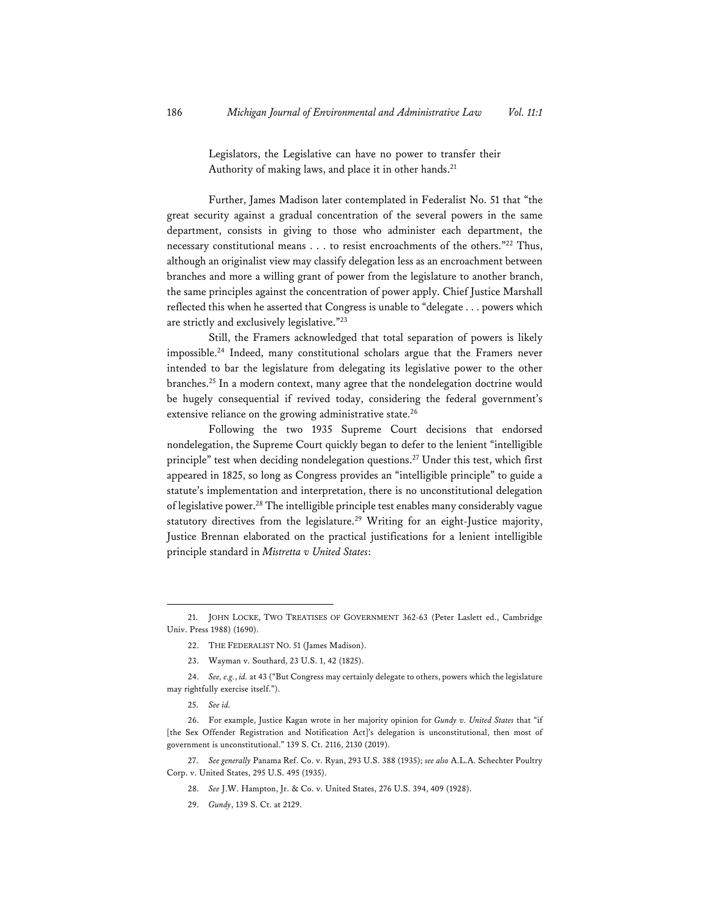> Legislators, the Legislative can have no power to transfer their Authority of making laws, and place it in other hands.[21]

Further, James Madison later contemplated in Federalist No. 51 that "the great security against a gradual concentration of the several powers in the same department, consists in giving to those who administer each department, the necessary constitutional means . . . to resist encroachments of the others."[22] Thus, although an originalist view may classify delegation less as an encroachment between branches and more a willing grant of power from the legislature to another branch, the same principles against the concentration of power apply. Chief Justice Marshall reflected this when he asserted that Congress is unable to "delegate . . . powers which are strictly and exclusively legislative."[23]

Still, the Framers acknowledged that total separation of powers is likely impossible.[24] Indeed, many constitutional scholars argue that the Framers never intended to bar the legislature from delegating its legislative power to the other branches.[25] In a modern context, many agree that the nondelegation doctrine would be hugely consequential if revived today, considering the federal government's extensive reliance on the growing administrative state.[26]

Following the two 1935 Supreme Court decisions that endorsed nondelegation, the Supreme Court quickly began to defer to the lenient "intelligible principle" test when deciding nondelegation questions.[27] Under this test, which first appeared in 1825, so long as Congress provides an "intelligible principle" to guide a statute's implementation and interpretation, there is no unconstitutional delegation of legislative power.[28] The intelligible principle test enables many considerably vague statutory directives from the legislature.[29] Writing for an eight-Justice majority, Justice Brennan elaborated on the practical justifications for a lenient intelligible principle standard in *Mistretta v United States*:

---

21. JOHN LOCKE, TWO TREATISES OF GOVERNMENT 362-63 (Peter Laslett ed., Cambridge Univ. Press 1988) (1690).

22. THE FEDERALIST NO. 51 (James Madison).

23. Wayman v. Southard, 23 U.S. 1, 42 (1825).

24. *See, e.g.*, *id.* at 43 ("But Congress may certainly delegate to others, powers which the legislature may rightfully exercise itself.").

25. *See id.*

26. For example, Justice Kagan wrote in her majority opinion for *Gundy v. United States* that "if [the Sex Offender Registration and Notification Act]'s delegation is unconstitutional, then most of government is unconstitutional." 139 S. Ct. 2116, 2130 (2019).

27. *See generally* Panama Ref. Co. v. Ryan, 293 U.S. 388 (1935); *see also* A.L.A. Schechter Poultry Corp. v. United States, 295 U.S. 495 (1935).

28. *See* J.W. Hampton, Jr. & Co. v. United States, 276 U.S. 394, 409 (1928).

29. *Gundy*, 139 S. Ct. at 2129.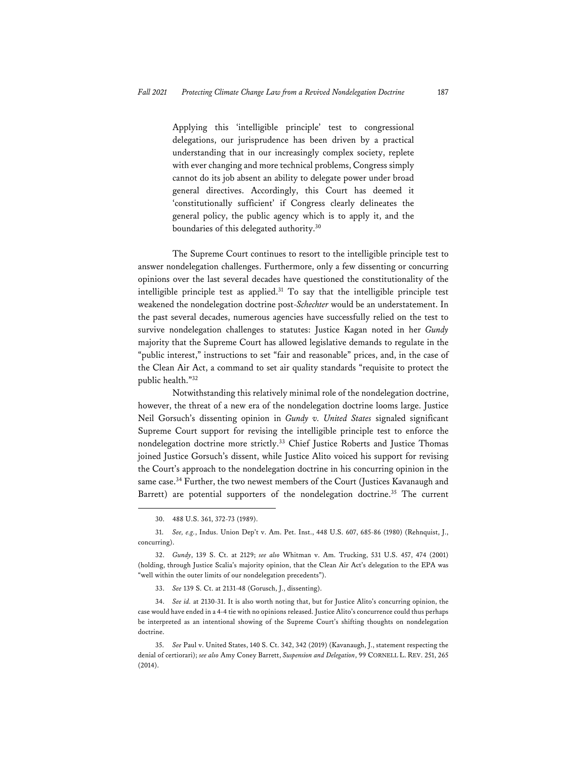> Applying this 'intelligible principle' test to congressional delegations, our jurisprudence has been driven by a practical understanding that in our increasingly complex society, replete with ever changing and more technical problems, Congress simply cannot do its job absent an ability to delegate power under broad general directives. Accordingly, this Court has deemed it 'constitutionally sufficient' if Congress clearly delineates the general policy, the public agency which is to apply it, and the boundaries of this delegated authority.[30]

The Supreme Court continues to resort to the intelligible principle test to answer nondelegation challenges. Furthermore, only a few dissenting or concurring opinions over the last several decades have questioned the constitutionality of the intelligible principle test as applied.[31] To say that the intelligible principle test weakened the nondelegation doctrine post-*Schechter* would be an understatement. In the past several decades, numerous agencies have successfully relied on the test to survive nondelegation challenges to statutes: Justice Kagan noted in her *Gundy* majority that the Supreme Court has allowed legislative demands to regulate in the "public interest," instructions to set "fair and reasonable" prices, and, in the case of the Clean Air Act, a command to set air quality standards "requisite to protect the public health."[32]

Notwithstanding this relatively minimal role of the nondelegation doctrine, however, the threat of a new era of the nondelegation doctrine looms large. Justice Neil Gorsuch's dissenting opinion in *Gundy v. United States* signaled significant Supreme Court support for revising the intelligible principle test to enforce the nondelegation doctrine more strictly.[33] Chief Justice Roberts and Justice Thomas joined Justice Gorsuch's dissent, while Justice Alito voiced his support for revising the Court's approach to the nondelegation doctrine in his concurring opinion in the same case.[34] Further, the two newest members of the Court (Justices Kavanaugh and Barrett) are potential supporters of the nondelegation doctrine.[35] The current

---

30. 488 U.S. 361, 372-73 (1989).

31. *See, e.g.*, Indus. Union Dep't v. Am. Pet. Inst., 448 U.S. 607, 685-86 (1980) (Rehnquist, J., concurring).

32. *Gundy*, 139 S. Ct. at 2129; *see also* Whitman v. Am. Trucking, 531 U.S. 457, 474 (2001) (holding, through Justice Scalia's majority opinion, that the Clean Air Act's delegation to the EPA was "well within the outer limits of our nondelegation precedents").

33. *See* 139 S. Ct. at 2131-48 (Gorusch, J., dissenting).

34. *See id.* at 2130-31. It is also worth noting that, but for Justice Alito's concurring opinion, the case would have ended in a 4-4 tie with no opinions released. Justice Alito's concurrence could thus perhaps be interpreted as an intentional showing of the Supreme Court's shifting thoughts on nondelegation doctrine.

35. *See* Paul v. United States, 140 S. Ct. 342, 342 (2019) (Kavanaugh, J., statement respecting the denial of certiorari); *see also* Amy Coney Barrett, *Suspension and Delegation*, 99 CORNELL L. REV. 251, 265 (2014).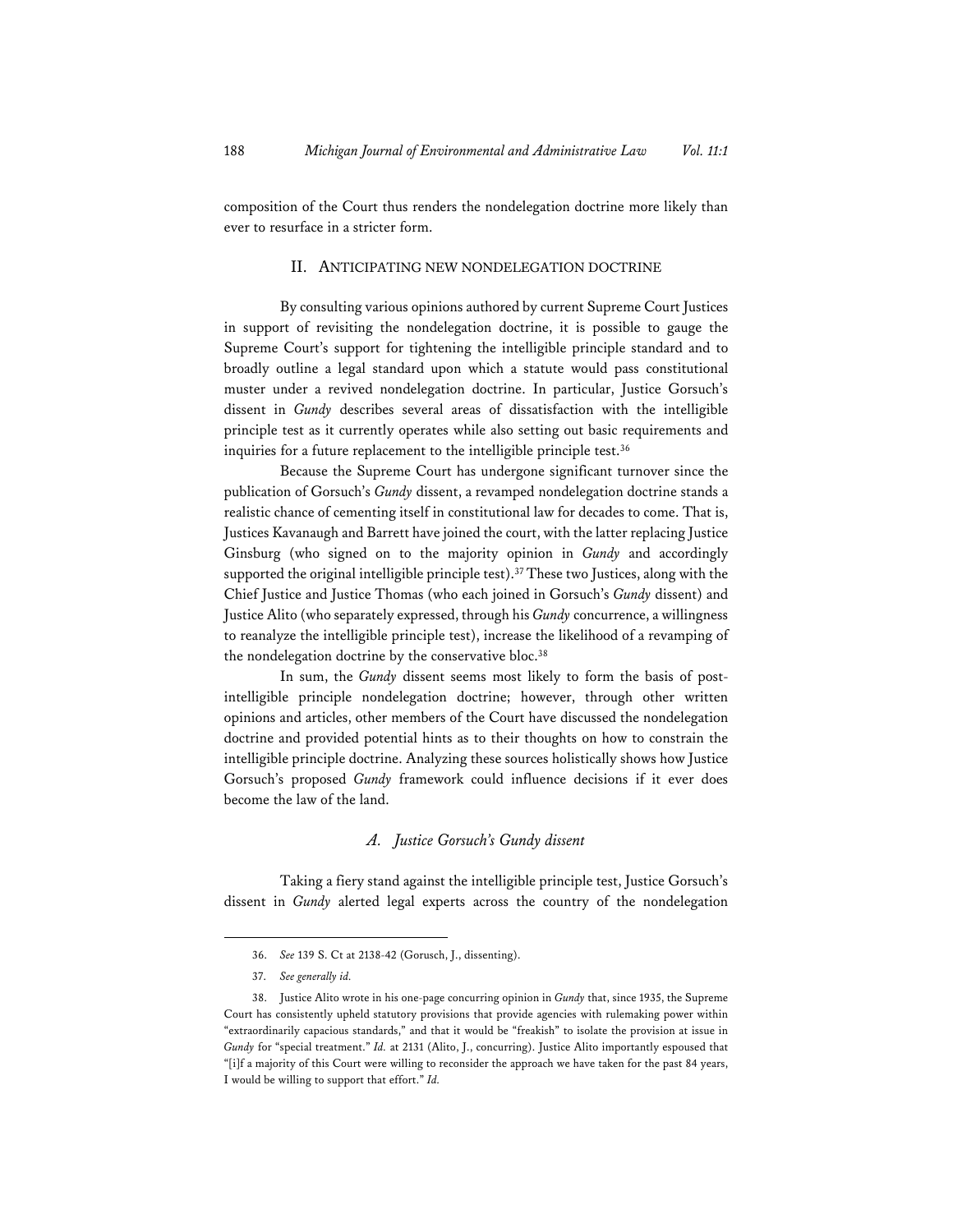composition of the Court thus renders the nondelegation doctrine more likely than ever to resurface in a stricter form.

## II. ANTICIPATING NEW NONDELEGATION DOCTRINE

By consulting various opinions authored by current Supreme Court Justices in support of revisiting the nondelegation doctrine, it is possible to gauge the Supreme Court's support for tightening the intelligible principle standard and to broadly outline a legal standard upon which a statute would pass constitutional muster under a revived nondelegation doctrine. In particular, Justice Gorsuch's dissent in *Gundy* describes several areas of dissatisfaction with the intelligible principle test as it currently operates while also setting out basic requirements and inquiries for a future replacement to the intelligible principle test.[36]

Because the Supreme Court has undergone significant turnover since the publication of Gorsuch's *Gundy* dissent, a revamped nondelegation doctrine stands a realistic chance of cementing itself in constitutional law for decades to come. That is, Justices Kavanaugh and Barrett have joined the court, with the latter replacing Justice Ginsburg (who signed on to the majority opinion in *Gundy* and accordingly supported the original intelligible principle test).[37] These two Justices, along with the Chief Justice and Justice Thomas (who each joined in Gorsuch's *Gundy* dissent) and Justice Alito (who separately expressed, through his *Gundy* concurrence, a willingness to reanalyze the intelligible principle test), increase the likelihood of a revamping of the nondelegation doctrine by the conservative bloc.[38]

In sum, the *Gundy* dissent seems most likely to form the basis of post-intelligible principle nondelegation doctrine; however, through other written opinions and articles, other members of the Court have discussed the nondelegation doctrine and provided potential hints as to their thoughts on how to constrain the intelligible principle doctrine. Analyzing these sources holistically shows how Justice Gorsuch's proposed *Gundy* framework could influence decisions if it ever does become the law of the land.

### *A. Justice Gorsuch's Gundy dissent*

Taking a fiery stand against the intelligible principle test, Justice Gorsuch's dissent in *Gundy* alerted legal experts across the country of the nondelegation

---

36. *See* 139 S. Ct at 2138-42 (Gorusch, J., dissenting).

37. *See generally id.*

38. Justice Alito wrote in his one-page concurring opinion in *Gundy* that, since 1935, the Supreme Court has consistently upheld statutory provisions that provide agencies with rulemaking power within "extraordinarily capacious standards," and that it would be "freakish" to isolate the provision at issue in *Gundy* for "special treatment." *Id.* at 2131 (Alito, J., concurring). Justice Alito importantly espoused that "[i]f a majority of this Court were willing to reconsider the approach we have taken for the past 84 years, I would be willing to support that effort." *Id.*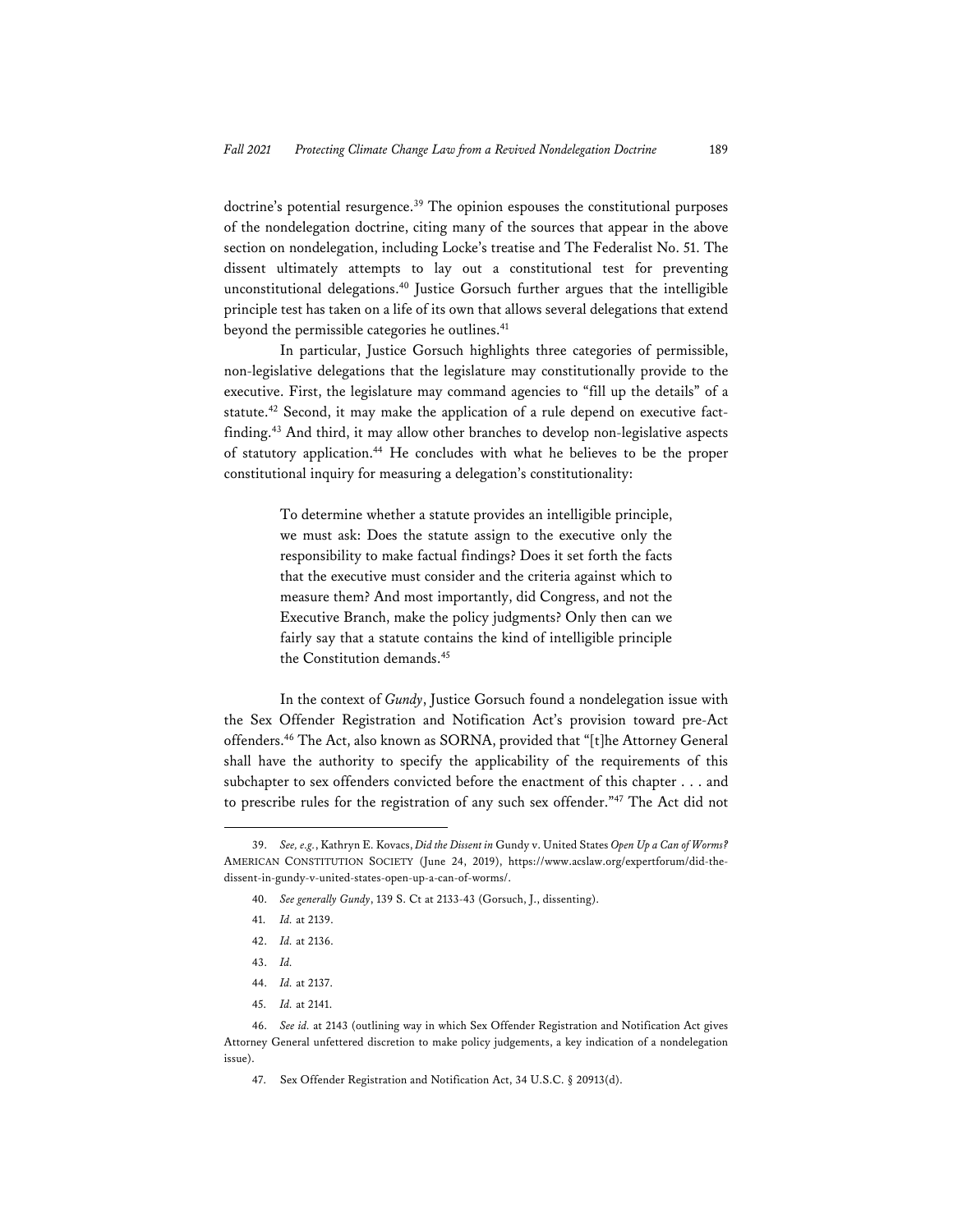doctrine's potential resurgence.[39] The opinion espouses the constitutional purposes of the nondelegation doctrine, citing many of the sources that appear in the above section on nondelegation, including Locke's treatise and The Federalist No. 51. The dissent ultimately attempts to lay out a constitutional test for preventing unconstitutional delegations.[40] Justice Gorsuch further argues that the intelligible principle test has taken on a life of its own that allows several delegations that extend beyond the permissible categories he outlines.[41]

In particular, Justice Gorsuch highlights three categories of permissible, non-legislative delegations that the legislature may constitutionally provide to the executive. First, the legislature may command agencies to "fill up the details" of a statute.[42] Second, it may make the application of a rule depend on executive fact-finding.[43] And third, it may allow other branches to develop non-legislative aspects of statutory application.[44] He concludes with what he believes to be the proper constitutional inquiry for measuring a delegation's constitutionality:

> To determine whether a statute provides an intelligible principle, we must ask: Does the statute assign to the executive only the responsibility to make factual findings? Does it set forth the facts that the executive must consider and the criteria against which to measure them? And most importantly, did Congress, and not the Executive Branch, make the policy judgments? Only then can we fairly say that a statute contains the kind of intelligible principle the Constitution demands.[45]

In the context of *Gundy*, Justice Gorsuch found a nondelegation issue with the Sex Offender Registration and Notification Act's provision toward pre-Act offenders.[46] The Act, also known as SORNA, provided that "[t]he Attorney General shall have the authority to specify the applicability of the requirements of this subchapter to sex offenders convicted before the enactment of this chapter . . . and to prescribe rules for the registration of any such sex offender."[47] The Act did not

---

39. *See, e.g.*, Kathryn E. Kovacs, *Did the Dissent in* Gundy v. United States *Open Up a Can of Worms?* AMERICAN CONSTITUTION SOCIETY (June 24, 2019), https://www.acslaw.org/expertforum/did-the-dissent-in-gundy-v-united-states-open-up-a-can-of-worms/.

40. *See generally Gundy*, 139 S. Ct at 2133-43 (Gorsuch, J., dissenting).

41. *Id.* at 2139.

42. *Id.* at 2136.

43. *Id.*

44. *Id.* at 2137.

45. *Id.* at 2141.

46. *See id.* at 2143 (outlining way in which Sex Offender Registration and Notification Act gives Attorney General unfettered discretion to make policy judgements, a key indication of a nondelegation issue).

47. Sex Offender Registration and Notification Act, 34 U.S.C. § 20913(d).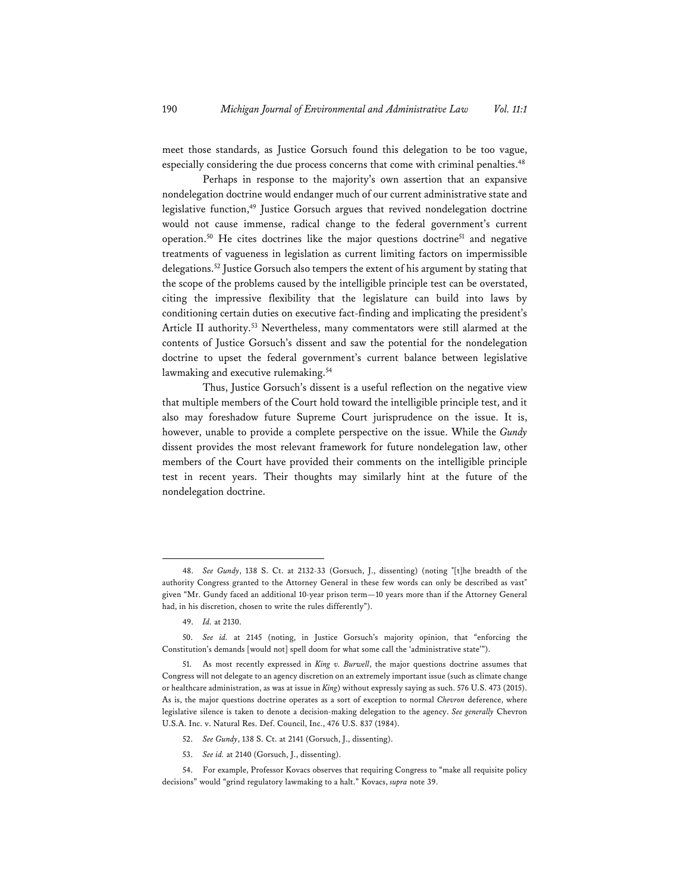meet those standards, as Justice Gorsuch found this delegation to be too vague, especially considering the due process concerns that come with criminal penalties.[48]

Perhaps in response to the majority's own assertion that an expansive nondelegation doctrine would endanger much of our current administrative state and legislative function,[49] Justice Gorsuch argues that revived nondelegation doctrine would not cause immense, radical change to the federal government's current operation.[50] He cites doctrines like the major questions doctrine[51] and negative treatments of vagueness in legislation as current limiting factors on impermissible delegations.[52] Justice Gorsuch also tempers the extent of his argument by stating that the scope of the problems caused by the intelligible principle test can be overstated, citing the impressive flexibility that the legislature can build into laws by conditioning certain duties on executive fact-finding and implicating the president's Article II authority.[53] Nevertheless, many commentators were still alarmed at the contents of Justice Gorsuch's dissent and saw the potential for the nondelegation doctrine to upset the federal government's current balance between legislative lawmaking and executive rulemaking.[54]

Thus, Justice Gorsuch's dissent is a useful reflection on the negative view that multiple members of the Court hold toward the intelligible principle test, and it also may foreshadow future Supreme Court jurisprudence on the issue. It is, however, unable to provide a complete perspective on the issue. While the *Gundy* dissent provides the most relevant framework for future nondelegation law, other members of the Court have provided their comments on the intelligible principle test in recent years. Their thoughts may similarly hint at the future of the nondelegation doctrine.

---

48. *See Gundy*, 138 S. Ct. at 2132-33 (Gorsuch, J., dissenting) (noting "[t]he breadth of the authority Congress granted to the Attorney General in these few words can only be described as vast" given "Mr. Gundy faced an additional 10-year prison term—10 years more than if the Attorney General had, in his discretion, chosen to write the rules differently").

49. *Id.* at 2130.

50. *See id.* at 2145 (noting, in Justice Gorsuch's majority opinion, that "enforcing the Constitution's demands [would not] spell doom for what some call the 'administrative state'").

51. As most recently expressed in *King v. Burwell*, the major questions doctrine assumes that Congress will not delegate to an agency discretion on an extremely important issue (such as climate change or healthcare administration, as was at issue in *King*) without expressly saying as such. 576 U.S. 473 (2015). As is, the major questions doctrine operates as a sort of exception to normal *Chevron* deference, where legislative silence is taken to denote a decision-making delegation to the agency. *See generally* Chevron U.S.A. Inc. v. Natural Res. Def. Council, Inc., 476 U.S. 837 (1984).

52. *See Gundy*, 138 S. Ct. at 2141 (Gorsuch, J., dissenting).

53. *See id.* at 2140 (Gorsuch, J., dissenting).

54. For example, Professor Kovacs observes that requiring Congress to "make all requisite policy decisions" would "grind regulatory lawmaking to a halt." Kovacs, *supra* note 39.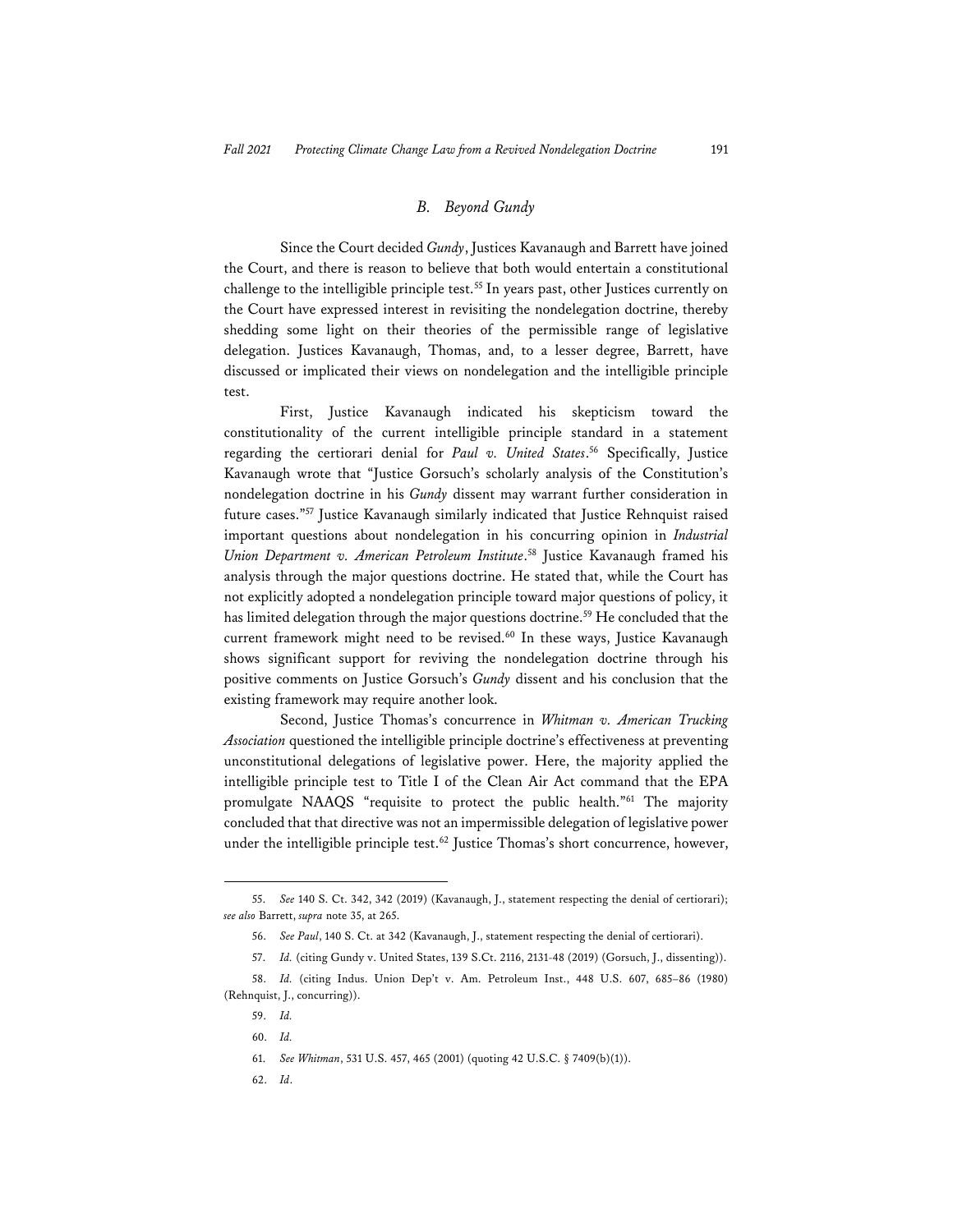### *B. Beyond Gundy*

Since the Court decided *Gundy*, Justices Kavanaugh and Barrett have joined the Court, and there is reason to believe that both would entertain a constitutional challenge to the intelligible principle test.[55] In years past, other Justices currently on the Court have expressed interest in revisiting the nondelegation doctrine, thereby shedding some light on their theories of the permissible range of legislative delegation. Justices Kavanaugh, Thomas, and, to a lesser degree, Barrett, have discussed or implicated their views on nondelegation and the intelligible principle test.

First, Justice Kavanaugh indicated his skepticism toward the constitutionality of the current intelligible principle standard in a statement regarding the certiorari denial for *Paul v. United States*.[56] Specifically, Justice Kavanaugh wrote that "Justice Gorsuch's scholarly analysis of the Constitution's nondelegation doctrine in his *Gundy* dissent may warrant further consideration in future cases."[57] Justice Kavanaugh similarly indicated that Justice Rehnquist raised important questions about nondelegation in his concurring opinion in *Industrial Union Department v. American Petroleum Institute*.[58] Justice Kavanaugh framed his analysis through the major questions doctrine. He stated that, while the Court has not explicitly adopted a nondelegation principle toward major questions of policy, it has limited delegation through the major questions doctrine.[59] He concluded that the current framework might need to be revised.[60] In these ways, Justice Kavanaugh shows significant support for reviving the nondelegation doctrine through his positive comments on Justice Gorsuch's *Gundy* dissent and his conclusion that the existing framework may require another look.

Second, Justice Thomas's concurrence in *Whitman v. American Trucking Association* questioned the intelligible principle doctrine's effectiveness at preventing unconstitutional delegations of legislative power. Here, the majority applied the intelligible principle test to Title I of the Clean Air Act command that the EPA promulgate NAAQS "requisite to protect the public health."[61] The majority concluded that that directive was not an impermissible delegation of legislative power under the intelligible principle test.[62] Justice Thomas's short concurrence, however,

---

55. *See* 140 S. Ct. 342, 342 (2019) (Kavanaugh, J., statement respecting the denial of certiorari); *see also* Barrett, *supra* note 35, at 265.

56. *See Paul*, 140 S. Ct. at 342 (Kavanaugh, J., statement respecting the denial of certiorari).

57. *Id.* (citing Gundy v. United States, 139 S.Ct. 2116, 2131-48 (2019) (Gorsuch, J., dissenting)).

58. *Id.* (citing Indus. Union Dep't v. Am. Petroleum Inst., 448 U.S. 607, 685–86 (1980) (Rehnquist, J., concurring)).

59. *Id.*

60. *Id.*

61. *See Whitman*, 531 U.S. 457, 465 (2001) (quoting 42 U.S.C. § 7409(b)(1)).

62. *Id*.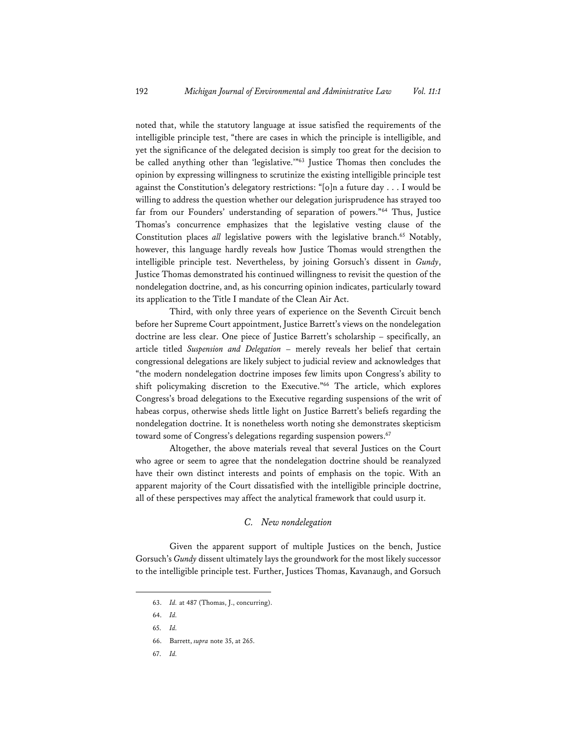noted that, while the statutory language at issue satisfied the requirements of the intelligible principle test, "there are cases in which the principle is intelligible, and yet the significance of the delegated decision is simply too great for the decision to be called anything other than 'legislative.'"[63] Justice Thomas then concludes the opinion by expressing willingness to scrutinize the existing intelligible principle test against the Constitution's delegatory restrictions: "[o]n a future day . . . I would be willing to address the question whether our delegation jurisprudence has strayed too far from our Founders' understanding of separation of powers."[64] Thus, Justice Thomas's concurrence emphasizes that the legislative vesting clause of the Constitution places *all* legislative powers with the legislative branch.[65] Notably, however, this language hardly reveals how Justice Thomas would strengthen the intelligible principle test. Nevertheless, by joining Gorsuch's dissent in *Gundy*, Justice Thomas demonstrated his continued willingness to revisit the question of the nondelegation doctrine, and, as his concurring opinion indicates, particularly toward its application to the Title I mandate of the Clean Air Act.

Third, with only three years of experience on the Seventh Circuit bench before her Supreme Court appointment, Justice Barrett's views on the nondelegation doctrine are less clear. One piece of Justice Barrett's scholarship – specifically, an article titled *Suspension and Delegation* – merely reveals her belief that certain congressional delegations are likely subject to judicial review and acknowledges that "the modern nondelegation doctrine imposes few limits upon Congress's ability to shift policymaking discretion to the Executive."[66] The article, which explores Congress's broad delegations to the Executive regarding suspensions of the writ of habeas corpus, otherwise sheds little light on Justice Barrett's beliefs regarding the nondelegation doctrine. It is nonetheless worth noting she demonstrates skepticism toward some of Congress's delegations regarding suspension powers.[67]

Altogether, the above materials reveal that several Justices on the Court who agree or seem to agree that the nondelegation doctrine should be reanalyzed have their own distinct interests and points of emphasis on the topic. With an apparent majority of the Court dissatisfied with the intelligible principle doctrine, all of these perspectives may affect the analytical framework that could usurp it.

### *C. New nondelegation*

Given the apparent support of multiple Justices on the bench, Justice Gorsuch's *Gundy* dissent ultimately lays the groundwork for the most likely successor to the intelligible principle test. Further, Justices Thomas, Kavanaugh, and Gorsuch

---

63. *Id.* at 487 (Thomas, J., concurring).

64. *Id.*

65. *Id.*

66. Barrett, *supra* note 35, at 265.

67. *Id.*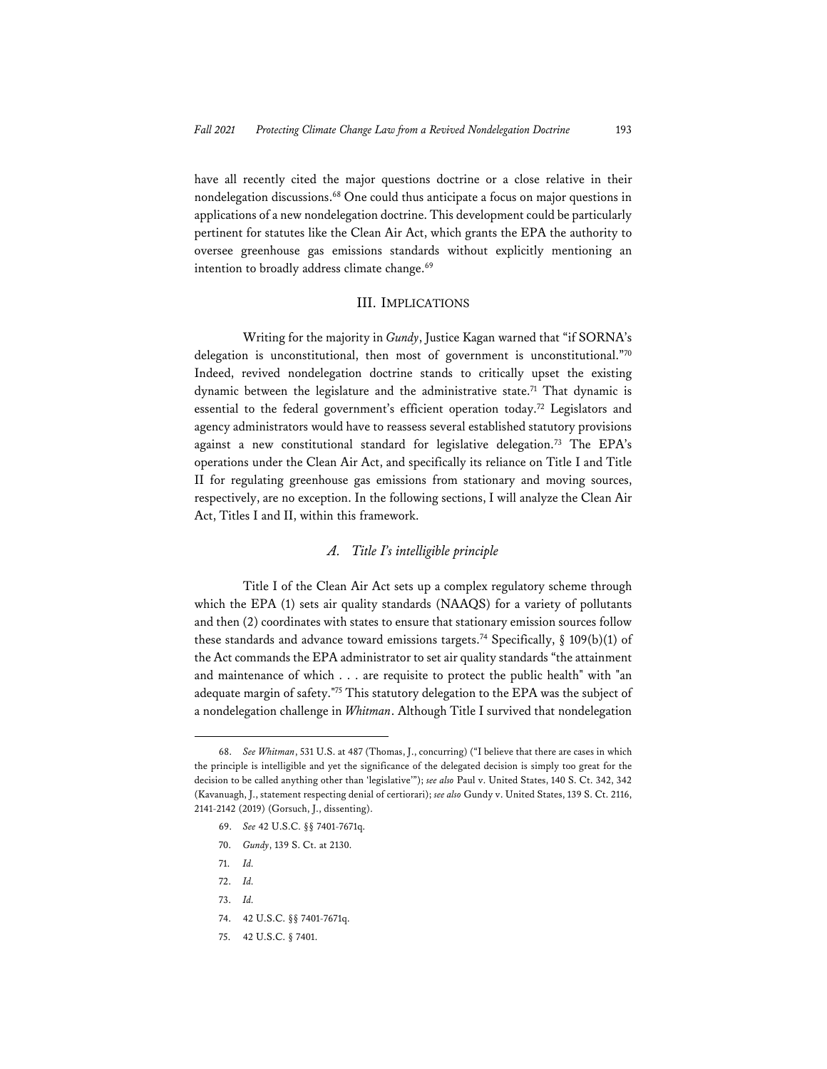have all recently cited the major questions doctrine or a close relative in their nondelegation discussions.[68] One could thus anticipate a focus on major questions in applications of a new nondelegation doctrine. This development could be particularly pertinent for statutes like the Clean Air Act, which grants the EPA the authority to oversee greenhouse gas emissions standards without explicitly mentioning an intention to broadly address climate change.[69]

## III. IMPLICATIONS

Writing for the majority in *Gundy*, Justice Kagan warned that "if SORNA's delegation is unconstitutional, then most of government is unconstitutional."[70] Indeed, revived nondelegation doctrine stands to critically upset the existing dynamic between the legislature and the administrative state.[71] That dynamic is essential to the federal government's efficient operation today.[72] Legislators and agency administrators would have to reassess several established statutory provisions against a new constitutional standard for legislative delegation.[73] The EPA's operations under the Clean Air Act, and specifically its reliance on Title I and Title II for regulating greenhouse gas emissions from stationary and moving sources, respectively, are no exception. In the following sections, I will analyze the Clean Air Act, Titles I and II, within this framework.

### *A. Title I's intelligible principle*

Title I of the Clean Air Act sets up a complex regulatory scheme through which the EPA (1) sets air quality standards (NAAQS) for a variety of pollutants and then (2) coordinates with states to ensure that stationary emission sources follow these standards and advance toward emissions targets.[74] Specifically, § 109(b)(1) of the Act commands the EPA administrator to set air quality standards "the attainment and maintenance of which . . . are requisite to protect the public health" with "an adequate margin of safety."[75] This statutory delegation to the EPA was the subject of a nondelegation challenge in *Whitman*. Although Title I survived that nondelegation

---

68. *See Whitman*, 531 U.S. at 487 (Thomas, J., concurring) ("I believe that there are cases in which the principle is intelligible and yet the significance of the delegated decision is simply too great for the decision to be called anything other than 'legislative'"); *see also* Paul v. United States, 140 S. Ct. 342, 342 (Kavanuagh, J., statement respecting denial of certiorari); *see also* Gundy v. United States, 139 S. Ct. 2116, 2141-2142 (2019) (Gorsuch, J., dissenting).

69. *See* 42 U.S.C. §§ 7401-7671q.

70. *Gundy*, 139 S. Ct. at 2130.

71. *Id.*

72. *Id.*

73. *Id.*

74. 42 U.S.C. §§ 7401-7671q.

75. 42 U.S.C. § 7401.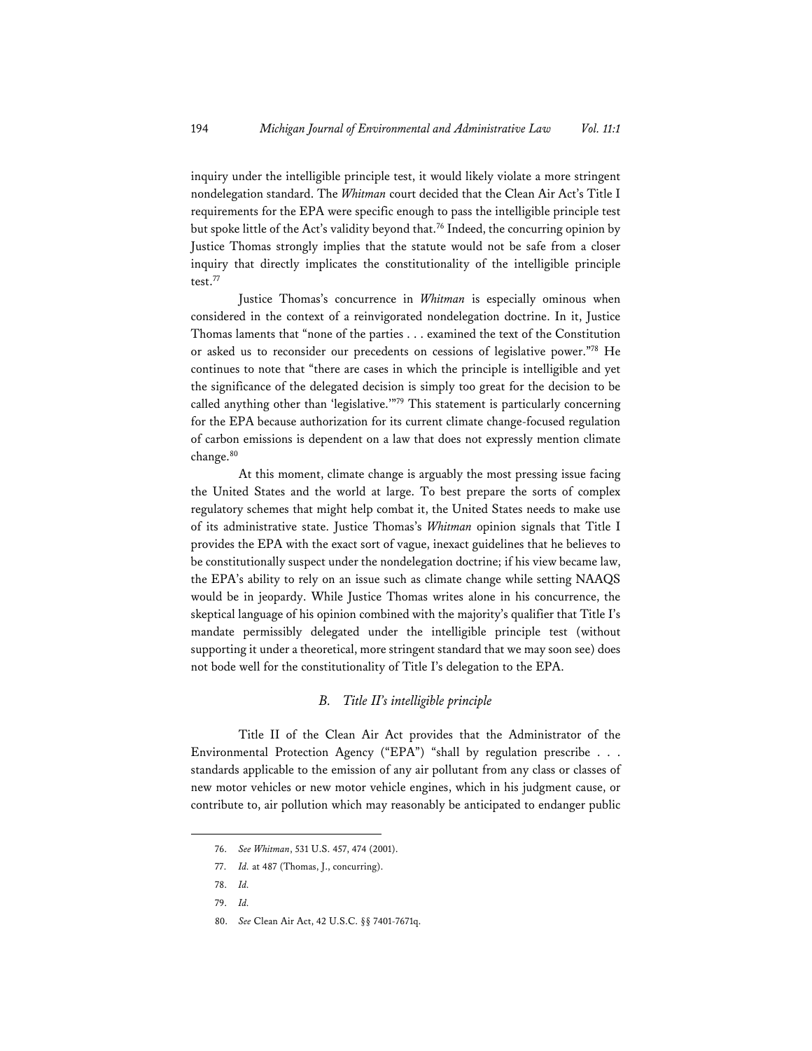inquiry under the intelligible principle test, it would likely violate a more stringent nondelegation standard. The *Whitman* court decided that the Clean Air Act's Title I requirements for the EPA were specific enough to pass the intelligible principle test but spoke little of the Act's validity beyond that.[76] Indeed, the concurring opinion by Justice Thomas strongly implies that the statute would not be safe from a closer inquiry that directly implicates the constitutionality of the intelligible principle test.[77]

Justice Thomas's concurrence in *Whitman* is especially ominous when considered in the context of a reinvigorated nondelegation doctrine. In it, Justice Thomas laments that "none of the parties . . . examined the text of the Constitution or asked us to reconsider our precedents on cessions of legislative power."[78] He continues to note that "there are cases in which the principle is intelligible and yet the significance of the delegated decision is simply too great for the decision to be called anything other than 'legislative.'"[79] This statement is particularly concerning for the EPA because authorization for its current climate change-focused regulation of carbon emissions is dependent on a law that does not expressly mention climate change.[80]

At this moment, climate change is arguably the most pressing issue facing the United States and the world at large. To best prepare the sorts of complex regulatory schemes that might help combat it, the United States needs to make use of its administrative state. Justice Thomas's *Whitman* opinion signals that Title I provides the EPA with the exact sort of vague, inexact guidelines that he believes to be constitutionally suspect under the nondelegation doctrine; if his view became law, the EPA's ability to rely on an issue such as climate change while setting NAAQS would be in jeopardy. While Justice Thomas writes alone in his concurrence, the skeptical language of his opinion combined with the majority's qualifier that Title I's mandate permissibly delegated under the intelligible principle test (without supporting it under a theoretical, more stringent standard that we may soon see) does not bode well for the constitutionality of Title I's delegation to the EPA.

### *B. Title II's intelligible principle*

Title II of the Clean Air Act provides that the Administrator of the Environmental Protection Agency ("EPA") "shall by regulation prescribe . . . standards applicable to the emission of any air pollutant from any class or classes of new motor vehicles or new motor vehicle engines, which in his judgment cause, or contribute to, air pollution which may reasonably be anticipated to endanger public

---

76. *See Whitman*, 531 U.S. 457, 474 (2001).

77. *Id.* at 487 (Thomas, J., concurring).

78. *Id.*

79. *Id.*

80. *See* Clean Air Act, 42 U.S.C. §§ 7401-7671q.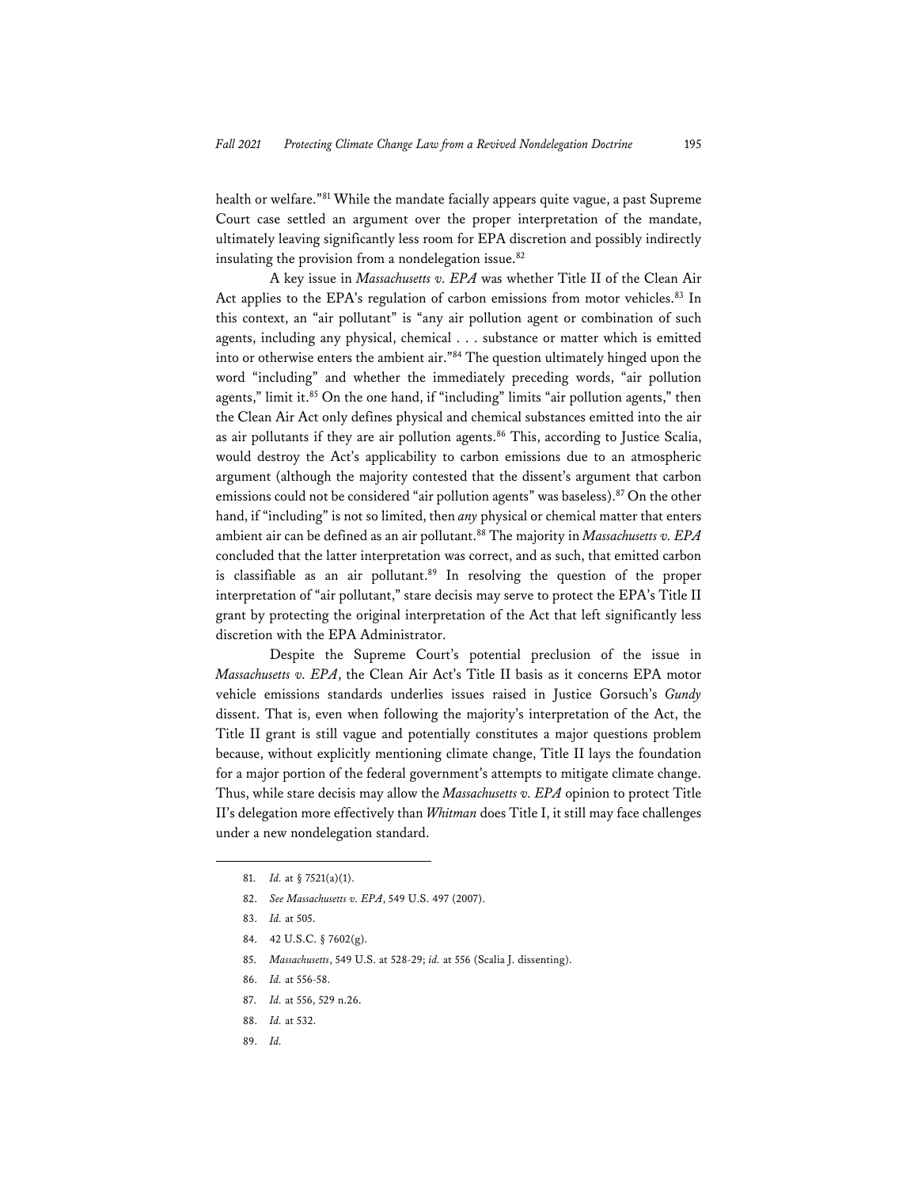health or welfare."[81] While the mandate facially appears quite vague, a past Supreme Court case settled an argument over the proper interpretation of the mandate, ultimately leaving significantly less room for EPA discretion and possibly indirectly insulating the provision from a nondelegation issue.[82]

A key issue in *Massachusetts v. EPA* was whether Title II of the Clean Air Act applies to the EPA's regulation of carbon emissions from motor vehicles.[83] In this context, an "air pollutant" is "any air pollution agent or combination of such agents, including any physical, chemical . . . substance or matter which is emitted into or otherwise enters the ambient air."[84] The question ultimately hinged upon the word "including" and whether the immediately preceding words, "air pollution agents," limit it.[85] On the one hand, if "including" limits "air pollution agents," then the Clean Air Act only defines physical and chemical substances emitted into the air as air pollutants if they are air pollution agents.[86] This, according to Justice Scalia, would destroy the Act's applicability to carbon emissions due to an atmospheric argument (although the majority contested that the dissent's argument that carbon emissions could not be considered "air pollution agents" was baseless).[87] On the other hand, if "including" is not so limited, then *any* physical or chemical matter that enters ambient air can be defined as an air pollutant.[88] The majority in *Massachusetts v. EPA* concluded that the latter interpretation was correct, and as such, that emitted carbon is classifiable as an air pollutant.[89] In resolving the question of the proper interpretation of "air pollutant," stare decisis may serve to protect the EPA's Title II grant by protecting the original interpretation of the Act that left significantly less discretion with the EPA Administrator.

Despite the Supreme Court's potential preclusion of the issue in *Massachusetts v. EPA*, the Clean Air Act's Title II basis as it concerns EPA motor vehicle emissions standards underlies issues raised in Justice Gorsuch's *Gundy* dissent. That is, even when following the majority's interpretation of the Act, the Title II grant is still vague and potentially constitutes a major questions problem because, without explicitly mentioning climate change, Title II lays the foundation for a major portion of the federal government's attempts to mitigate climate change. Thus, while stare decisis may allow the *Massachusetts v. EPA* opinion to protect Title II's delegation more effectively than *Whitman* does Title I, it still may face challenges under a new nondelegation standard.

---

81. *Id.* at § 7521(a)(1).

82. *See Massachusetts v. EPA*, 549 U.S. 497 (2007).

83. *Id.* at 505.

84. 42 U.S.C. § 7602(g).

85. *Massachusetts*, 549 U.S. at 528-29; *id.* at 556 (Scalia J. dissenting).

86. *Id.* at 556-58.

87. *Id.* at 556, 529 n.26.

88. *Id.* at 532.

89. *Id.*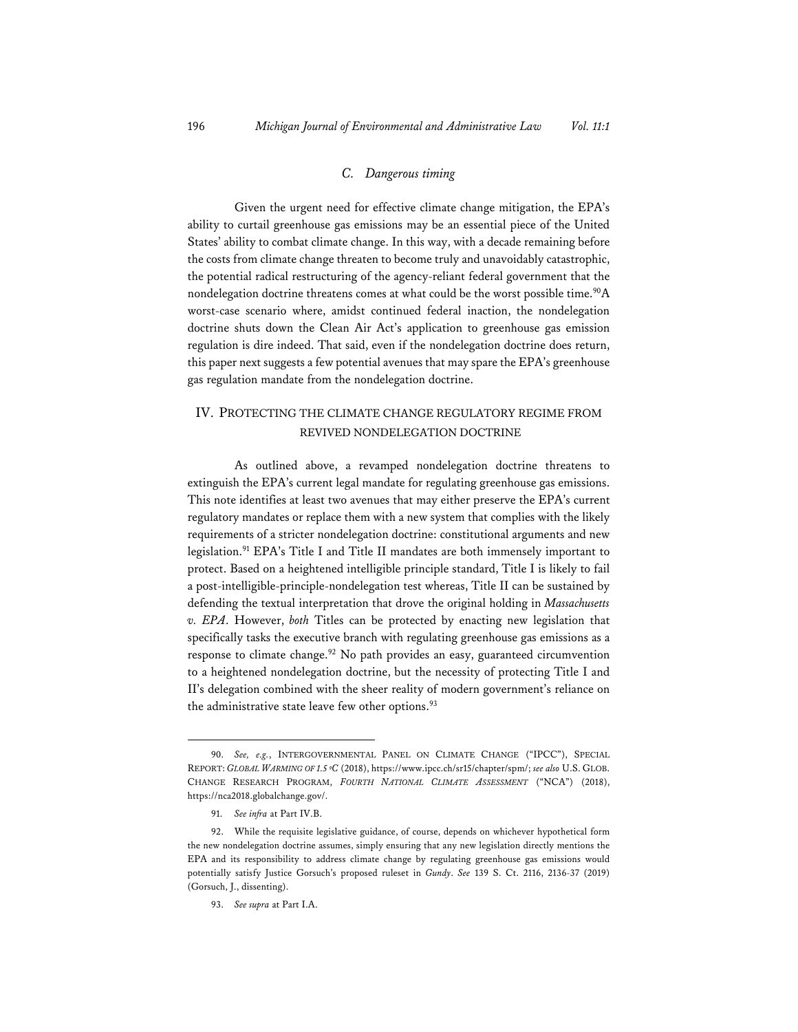### C. Dangerous timing

Given the urgent need for effective climate change mitigation, the EPA's ability to curtail greenhouse gas emissions may be an essential piece of the United States' ability to combat climate change. In this way, with a decade remaining before the costs from climate change threaten to become truly and unavoidably catastrophic, the potential radical restructuring of the agency-reliant federal government that the nondelegation doctrine threatens comes at what could be the worst possible time.[90]A worst-case scenario where, amidst continued federal inaction, the nondelegation doctrine shuts down the Clean Air Act's application to greenhouse gas emission regulation is dire indeed. That said, even if the nondelegation doctrine does return, this paper next suggests a few potential avenues that may spare the EPA's greenhouse gas regulation mandate from the nondelegation doctrine.

## IV. PROTECTING THE CLIMATE CHANGE REGULATORY REGIME FROM REVIVED NONDELEGATION DOCTRINE

As outlined above, a revamped nondelegation doctrine threatens to extinguish the EPA's current legal mandate for regulating greenhouse gas emissions. This note identifies at least two avenues that may either preserve the EPA's current regulatory mandates or replace them with a new system that complies with the likely requirements of a stricter nondelegation doctrine: constitutional arguments and new legislation.[91] EPA's Title I and Title II mandates are both immensely important to protect. Based on a heightened intelligible principle standard, Title I is likely to fail a post-intelligible-principle-nondelegation test whereas, Title II can be sustained by defending the textual interpretation that drove the original holding in *Massachusetts v. EPA*. However, *both* Titles can be protected by enacting new legislation that specifically tasks the executive branch with regulating greenhouse gas emissions as a response to climate change.[92] No path provides an easy, guaranteed circumvention to a heightened nondelegation doctrine, but the necessity of protecting Title I and II's delegation combined with the sheer reality of modern government's reliance on the administrative state leave few other options.[93]

---

90. *See, e.g.*, INTERGOVERNMENTAL PANEL ON CLIMATE CHANGE ("IPCC"), SPECIAL REPORT: *GLOBAL WARMING OF 1.5 ºC* (2018), https://www.ipcc.ch/sr15/chapter/spm/; *see also* U.S. GLOB. CHANGE RESEARCH PROGRAM, *FOURTH NATIONAL CLIMATE ASSESSMENT* ("NCA") (2018), https://nca2018.globalchange.gov/.

91. *See infra* at Part IV.B.

92. While the requisite legislative guidance, of course, depends on whichever hypothetical form the new nondelegation doctrine assumes, simply ensuring that any new legislation directly mentions the EPA and its responsibility to address climate change by regulating greenhouse gas emissions would potentially satisfy Justice Gorsuch's proposed ruleset in *Gundy*. *See* 139 S. Ct. 2116, 2136-37 (2019) (Gorsuch, J., dissenting).

93. *See supra* at Part I.A.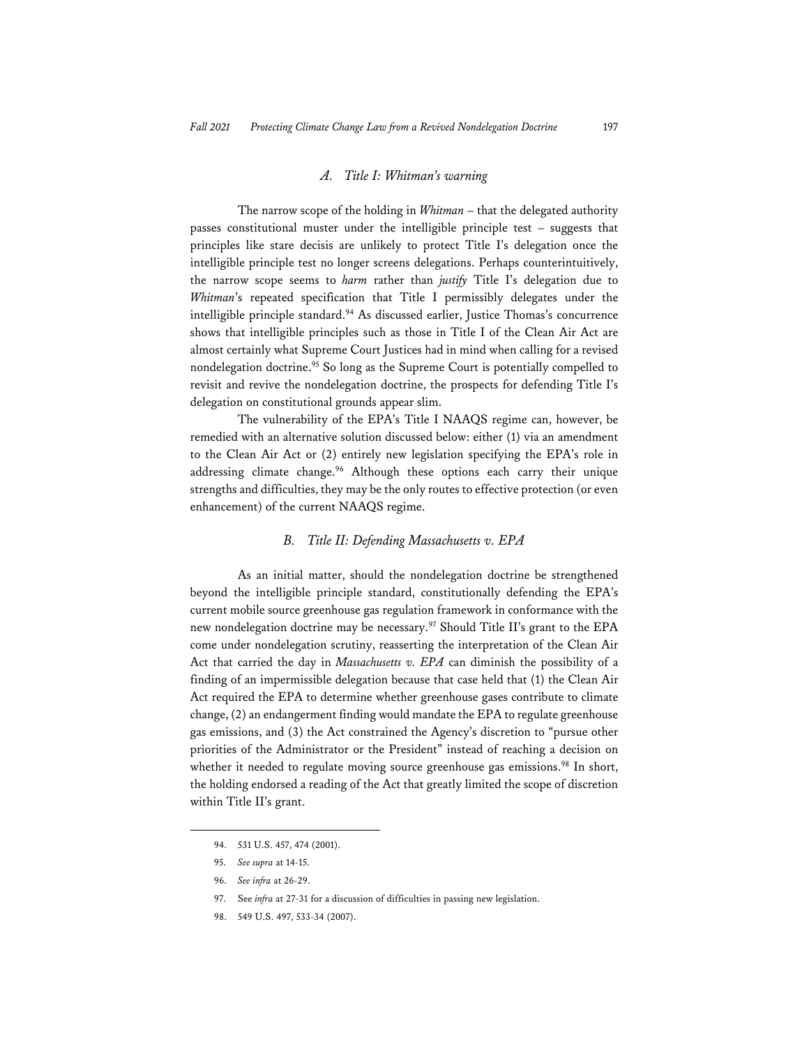### *A. Title I: Whitman's warning*

The narrow scope of the holding in *Whitman* – that the delegated authority passes constitutional muster under the intelligible principle test – suggests that principles like stare decisis are unlikely to protect Title I's delegation once the intelligible principle test no longer screens delegations. Perhaps counterintuitively, the narrow scope seems to *harm* rather than *justify* Title I's delegation due to *Whitman*'s repeated specification that Title I permissibly delegates under the intelligible principle standard.[94] As discussed earlier, Justice Thomas's concurrence shows that intelligible principles such as those in Title I of the Clean Air Act are almost certainly what Supreme Court Justices had in mind when calling for a revised nondelegation doctrine.[95] So long as the Supreme Court is potentially compelled to revisit and revive the nondelegation doctrine, the prospects for defending Title I's delegation on constitutional grounds appear slim.

The vulnerability of the EPA's Title I NAAQS regime can, however, be remedied with an alternative solution discussed below: either (1) via an amendment to the Clean Air Act or (2) entirely new legislation specifying the EPA's role in addressing climate change.[96] Although these options each carry their unique strengths and difficulties, they may be the only routes to effective protection (or even enhancement) of the current NAAQS regime.

### *B. Title II: Defending Massachusetts v. EPA*

As an initial matter, should the nondelegation doctrine be strengthened beyond the intelligible principle standard, constitutionally defending the EPA's current mobile source greenhouse gas regulation framework in conformance with the new nondelegation doctrine may be necessary.[97] Should Title II's grant to the EPA come under nondelegation scrutiny, reasserting the interpretation of the Clean Air Act that carried the day in *Massachusetts v. EPA* can diminish the possibility of a finding of an impermissible delegation because that case held that (1) the Clean Air Act required the EPA to determine whether greenhouse gases contribute to climate change, (2) an endangerment finding would mandate the EPA to regulate greenhouse gas emissions, and (3) the Act constrained the Agency's discretion to "pursue other priorities of the Administrator or the President" instead of reaching a decision on whether it needed to regulate moving source greenhouse gas emissions.[98] In short, the holding endorsed a reading of the Act that greatly limited the scope of discretion within Title II's grant.

---

94. 531 U.S. 457, 474 (2001).

95. *See supra* at 14-15.

96. *See infra* at 26-29.

97. See *infra* at 27-31 for a discussion of difficulties in passing new legislation.

98. 549 U.S. 497, 533-34 (2007).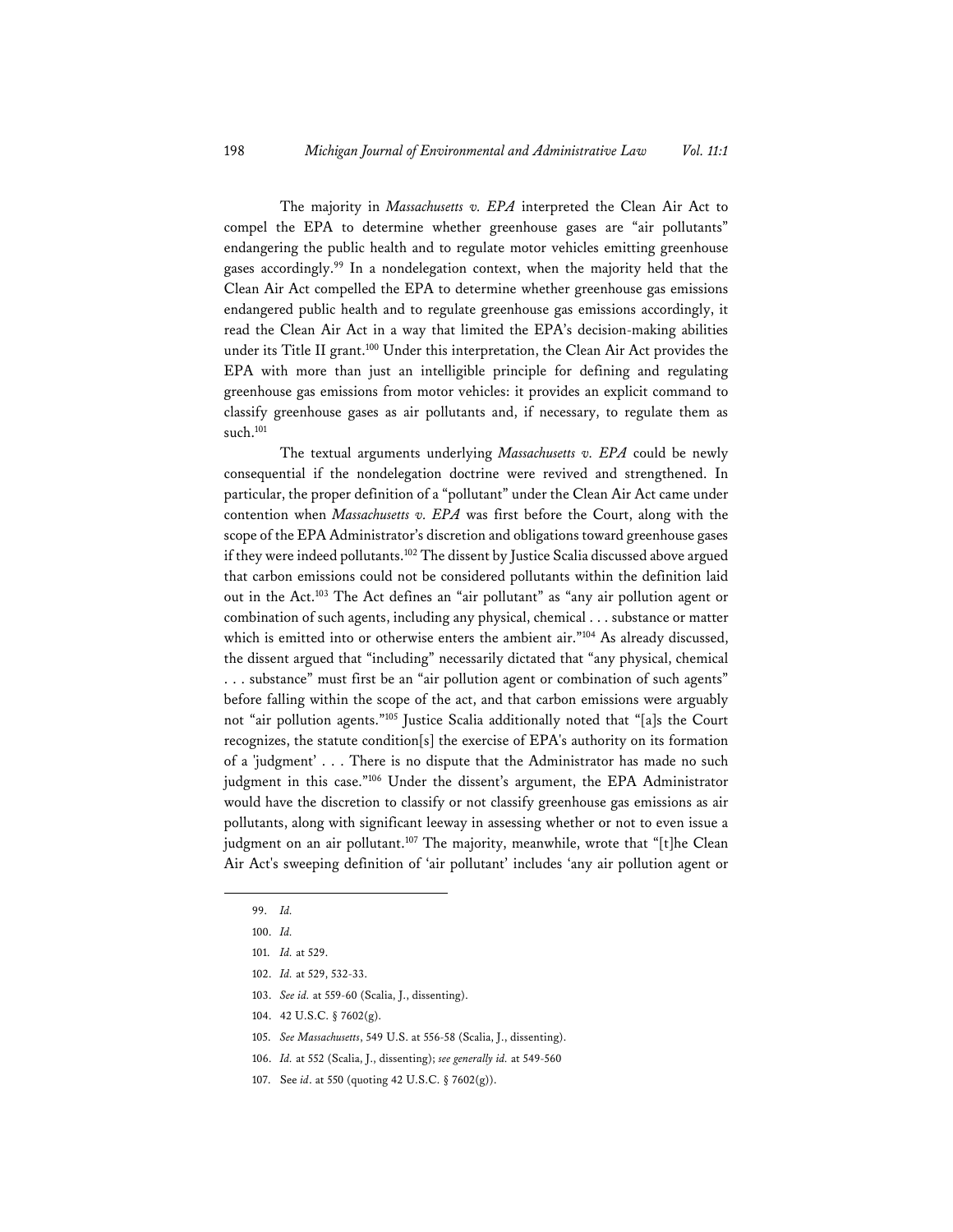The majority in *Massachusetts v. EPA* interpreted the Clean Air Act to compel the EPA to determine whether greenhouse gases are "air pollutants" endangering the public health and to regulate motor vehicles emitting greenhouse gases accordingly.[99] In a nondelegation context, when the majority held that the Clean Air Act compelled the EPA to determine whether greenhouse gas emissions endangered public health and to regulate greenhouse gas emissions accordingly, it read the Clean Air Act in a way that limited the EPA's decision-making abilities under its Title II grant.[100] Under this interpretation, the Clean Air Act provides the EPA with more than just an intelligible principle for defining and regulating greenhouse gas emissions from motor vehicles: it provides an explicit command to classify greenhouse gases as air pollutants and, if necessary, to regulate them as such.[101]

The textual arguments underlying *Massachusetts v. EPA* could be newly consequential if the nondelegation doctrine were revived and strengthened. In particular, the proper definition of a "pollutant" under the Clean Air Act came under contention when *Massachusetts v. EPA* was first before the Court, along with the scope of the EPA Administrator's discretion and obligations toward greenhouse gases if they were indeed pollutants.[102] The dissent by Justice Scalia discussed above argued that carbon emissions could not be considered pollutants within the definition laid out in the Act.[103] The Act defines an "air pollutant" as "any air pollution agent or combination of such agents, including any physical, chemical . . . substance or matter which is emitted into or otherwise enters the ambient air."[104] As already discussed, the dissent argued that "including" necessarily dictated that "any physical, chemical . . . substance" must first be an "air pollution agent or combination of such agents" before falling within the scope of the act, and that carbon emissions were arguably not "air pollution agents."[105] Justice Scalia additionally noted that "[a]s the Court recognizes, the statute condition[s] the exercise of EPA's authority on its formation of a 'judgment' . . . There is no dispute that the Administrator has made no such judgment in this case."[106] Under the dissent's argument, the EPA Administrator would have the discretion to classify or not classify greenhouse gas emissions as air pollutants, along with significant leeway in assessing whether or not to even issue a judgment on an air pollutant.[107] The majority, meanwhile, wrote that "[t]he Clean Air Act's sweeping definition of 'air pollutant' includes 'any air pollution agent or

99. *Id.*

100. *Id.*

101. *Id.* at 529.

102. *Id.* at 529, 532-33.

103. *See id.* at 559-60 (Scalia, J., dissenting).

104. 42 U.S.C. § 7602(g).

105. *See Massachusetts*, 549 U.S. at 556-58 (Scalia, J., dissenting).

106. *Id.* at 552 (Scalia, J., dissenting); *see generally id.* at 549-560

107. See *id*. at 550 (quoting 42 U.S.C. § 7602(g)).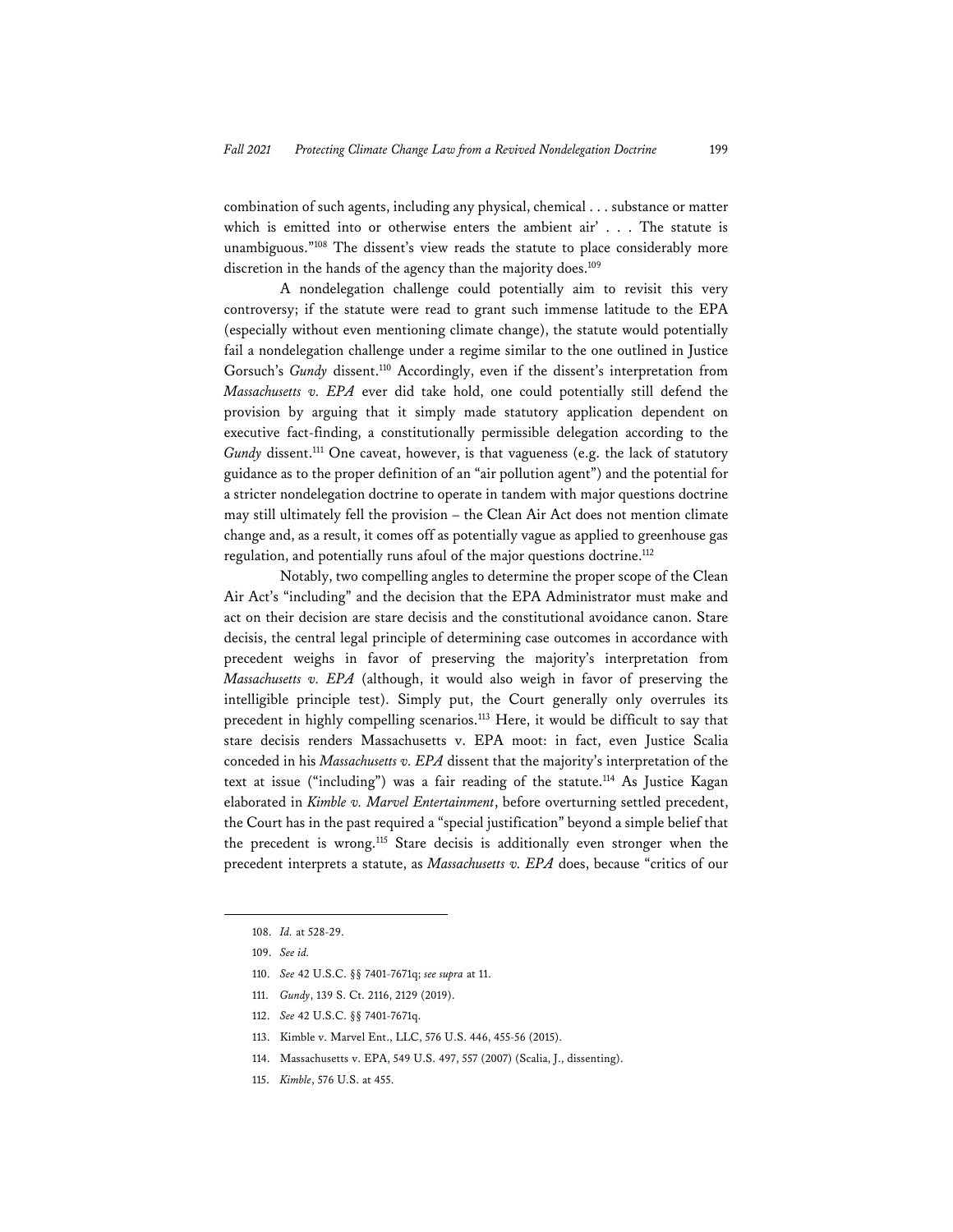combination of such agents, including any physical, chemical . . . substance or matter which is emitted into or otherwise enters the ambient air' . . . The statute is unambiguous."[108] The dissent's view reads the statute to place considerably more discretion in the hands of the agency than the majority does.[109]

A nondelegation challenge could potentially aim to revisit this very controversy; if the statute were read to grant such immense latitude to the EPA (especially without even mentioning climate change), the statute would potentially fail a nondelegation challenge under a regime similar to the one outlined in Justice Gorsuch's *Gundy* dissent.[110] Accordingly, even if the dissent's interpretation from *Massachusetts v. EPA* ever did take hold, one could potentially still defend the provision by arguing that it simply made statutory application dependent on executive fact-finding, a constitutionally permissible delegation according to the *Gundy* dissent.[111] One caveat, however, is that vagueness (e.g. the lack of statutory guidance as to the proper definition of an "air pollution agent") and the potential for a stricter nondelegation doctrine to operate in tandem with major questions doctrine may still ultimately fell the provision – the Clean Air Act does not mention climate change and, as a result, it comes off as potentially vague as applied to greenhouse gas regulation, and potentially runs afoul of the major questions doctrine.[112]

Notably, two compelling angles to determine the proper scope of the Clean Air Act's "including" and the decision that the EPA Administrator must make and act on their decision are stare decisis and the constitutional avoidance canon. Stare decisis, the central legal principle of determining case outcomes in accordance with precedent weighs in favor of preserving the majority's interpretation from *Massachusetts v. EPA* (although, it would also weigh in favor of preserving the intelligible principle test). Simply put, the Court generally only overrules its precedent in highly compelling scenarios.[113] Here, it would be difficult to say that stare decisis renders Massachusetts v. EPA moot: in fact, even Justice Scalia conceded in his *Massachusetts v. EPA* dissent that the majority's interpretation of the text at issue ("including") was a fair reading of the statute.[114] As Justice Kagan elaborated in *Kimble v. Marvel Entertainment*, before overturning settled precedent, the Court has in the past required a "special justification" beyond a simple belief that the precedent is wrong.[115] Stare decisis is additionally even stronger when the precedent interprets a statute, as *Massachusetts v. EPA* does, because "critics of our

---

108. *Id.* at 528-29.

109. *See id.*

110. *See* 42 U.S.C. §§ 7401-7671q; *see supra* at 11.

111. *Gundy*, 139 S. Ct. 2116, 2129 (2019).

112. *See* 42 U.S.C. §§ 7401-7671q.

113. Kimble v. Marvel Ent., LLC, 576 U.S. 446, 455-56 (2015).

114. Massachusetts v. EPA, 549 U.S. 497, 557 (2007) (Scalia, J., dissenting).

115. *Kimble*, 576 U.S. at 455.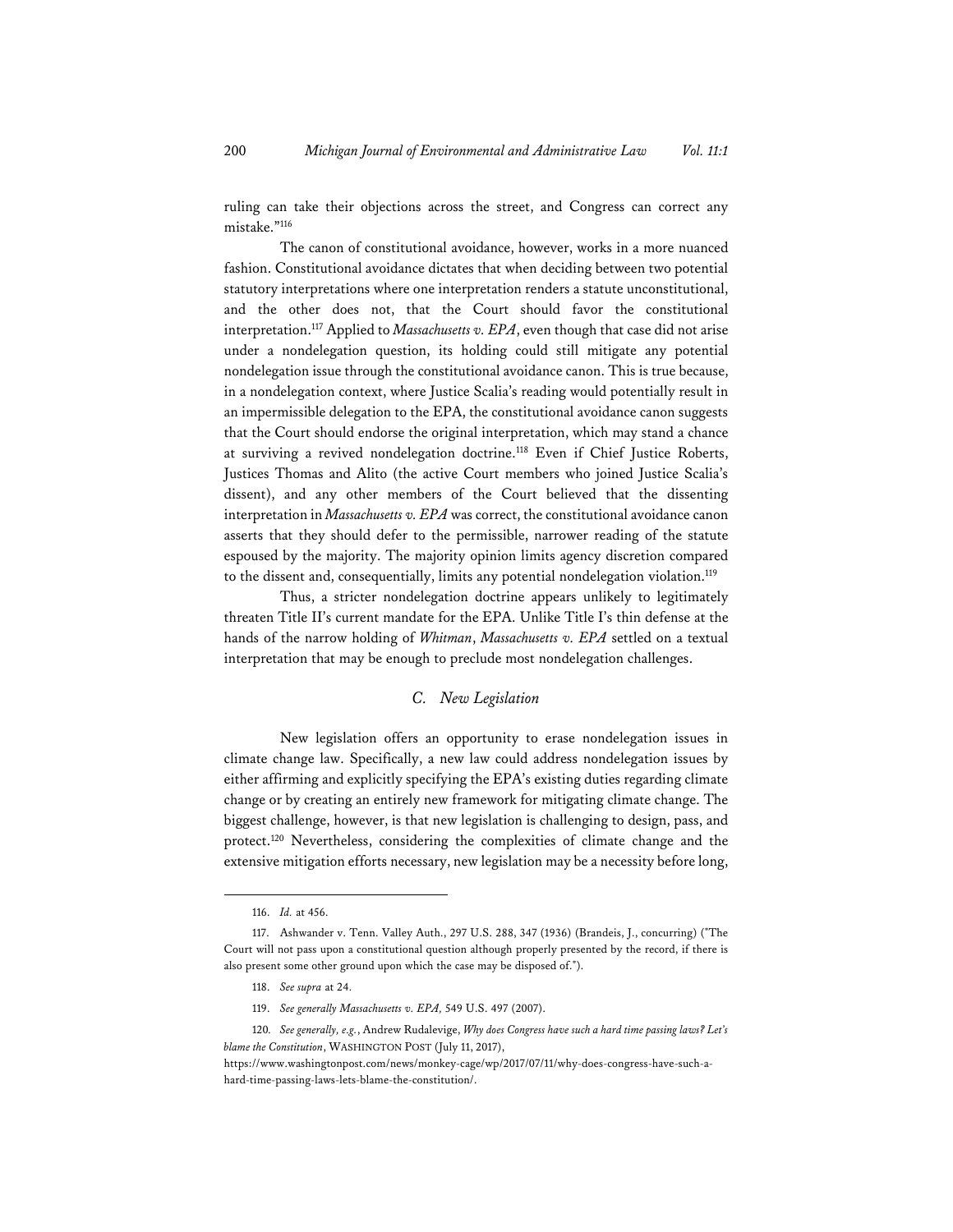ruling can take their objections across the street, and Congress can correct any mistake."[116]

The canon of constitutional avoidance, however, works in a more nuanced fashion. Constitutional avoidance dictates that when deciding between two potential statutory interpretations where one interpretation renders a statute unconstitutional, and the other does not, that the Court should favor the constitutional interpretation.[117] Applied to *Massachusetts v. EPA*, even though that case did not arise under a nondelegation question, its holding could still mitigate any potential nondelegation issue through the constitutional avoidance canon. This is true because, in a nondelegation context, where Justice Scalia's reading would potentially result in an impermissible delegation to the EPA, the constitutional avoidance canon suggests that the Court should endorse the original interpretation, which may stand a chance at surviving a revived nondelegation doctrine.[118] Even if Chief Justice Roberts, Justices Thomas and Alito (the active Court members who joined Justice Scalia's dissent), and any other members of the Court believed that the dissenting interpretation in *Massachusetts v. EPA* was correct, the constitutional avoidance canon asserts that they should defer to the permissible, narrower reading of the statute espoused by the majority. The majority opinion limits agency discretion compared to the dissent and, consequentially, limits any potential nondelegation violation.[119]

Thus, a stricter nondelegation doctrine appears unlikely to legitimately threaten Title II's current mandate for the EPA. Unlike Title I's thin defense at the hands of the narrow holding of *Whitman*, *Massachusetts v. EPA* settled on a textual interpretation that may be enough to preclude most nondelegation challenges.

### *C. New Legislation*

New legislation offers an opportunity to erase nondelegation issues in climate change law. Specifically, a new law could address nondelegation issues by either affirming and explicitly specifying the EPA's existing duties regarding climate change or by creating an entirely new framework for mitigating climate change. The biggest challenge, however, is that new legislation is challenging to design, pass, and protect.[120] Nevertheless, considering the complexities of climate change and the extensive mitigation efforts necessary, new legislation may be a necessity before long,

---

116. *Id.* at 456.

117. Ashwander v. Tenn. Valley Auth., 297 U.S. 288, 347 (1936) (Brandeis, J., concurring) ("The Court will not pass upon a constitutional question although properly presented by the record, if there is also present some other ground upon which the case may be disposed of.").

118. *See supra* at 24.

119. *See generally Massachusetts v. EPA*, 549 U.S. 497 (2007).

120. *See generally, e.g.*, Andrew Rudalevige, *Why does Congress have such a hard time passing laws? Let's blame the Constitution*, WASHINGTON POST (July 11, 2017), https://www.washingtonpost.com/news/monkey-cage/wp/2017/07/11/why-does-congress-have-such-a-hard-time-passing-laws-lets-blame-the-constitution/.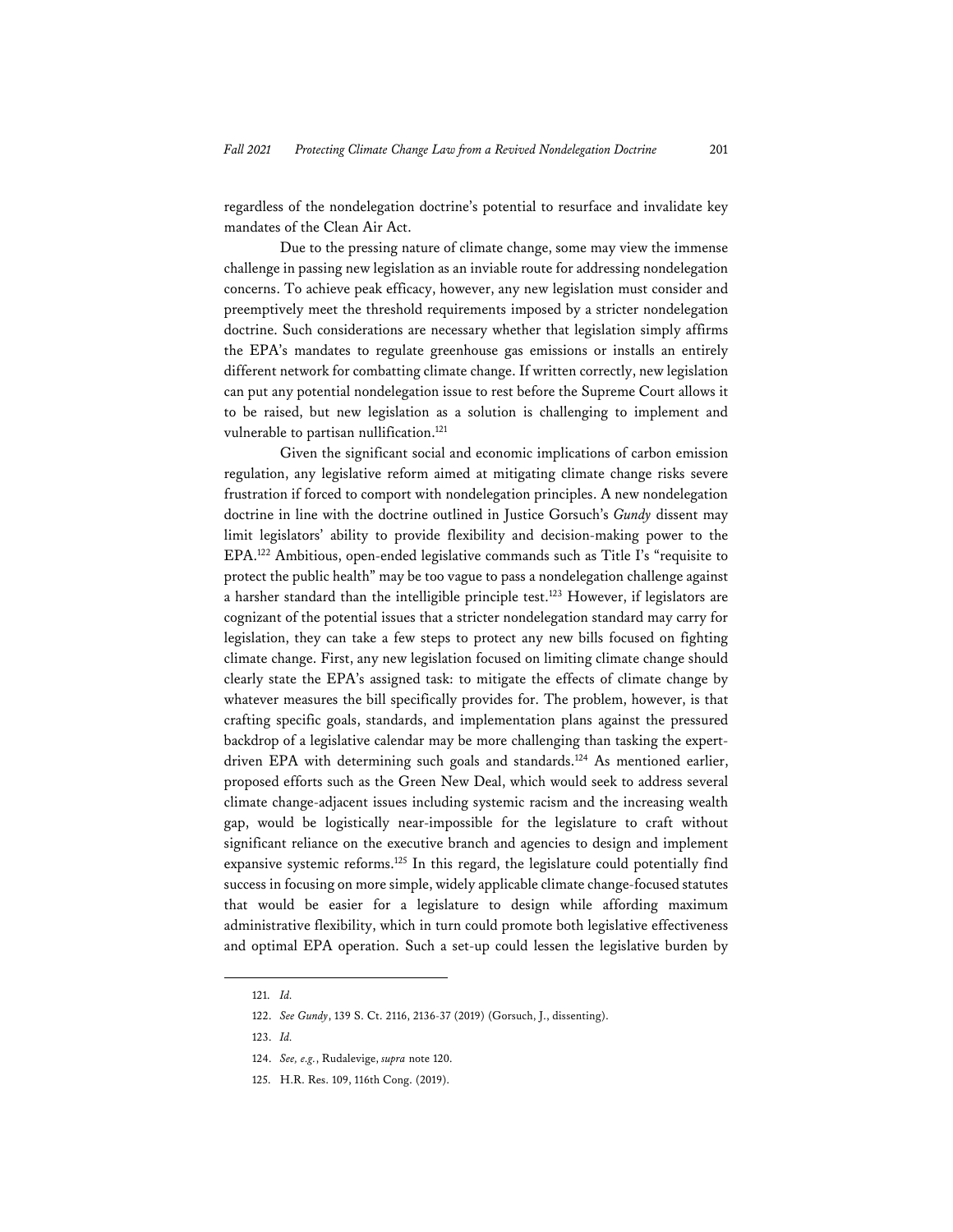regardless of the nondelegation doctrine's potential to resurface and invalidate key mandates of the Clean Air Act.

Due to the pressing nature of climate change, some may view the immense challenge in passing new legislation as an inviable route for addressing nondelegation concerns. To achieve peak efficacy, however, any new legislation must consider and preemptively meet the threshold requirements imposed by a stricter nondelegation doctrine. Such considerations are necessary whether that legislation simply affirms the EPA's mandates to regulate greenhouse gas emissions or installs an entirely different network for combatting climate change. If written correctly, new legislation can put any potential nondelegation issue to rest before the Supreme Court allows it to be raised, but new legislation as a solution is challenging to implement and vulnerable to partisan nullification.[121]

Given the significant social and economic implications of carbon emission regulation, any legislative reform aimed at mitigating climate change risks severe frustration if forced to comport with nondelegation principles. A new nondelegation doctrine in line with the doctrine outlined in Justice Gorsuch's *Gundy* dissent may limit legislators' ability to provide flexibility and decision-making power to the EPA.[122] Ambitious, open-ended legislative commands such as Title I's "requisite to protect the public health" may be too vague to pass a nondelegation challenge against a harsher standard than the intelligible principle test.[123] However, if legislators are cognizant of the potential issues that a stricter nondelegation standard may carry for legislation, they can take a few steps to protect any new bills focused on fighting climate change. First, any new legislation focused on limiting climate change should clearly state the EPA's assigned task: to mitigate the effects of climate change by whatever measures the bill specifically provides for. The problem, however, is that crafting specific goals, standards, and implementation plans against the pressured backdrop of a legislative calendar may be more challenging than tasking the expert-driven EPA with determining such goals and standards.[124] As mentioned earlier, proposed efforts such as the Green New Deal, which would seek to address several climate change-adjacent issues including systemic racism and the increasing wealth gap, would be logistically near-impossible for the legislature to craft without significant reliance on the executive branch and agencies to design and implement expansive systemic reforms.[125] In this regard, the legislature could potentially find success in focusing on more simple, widely applicable climate change-focused statutes that would be easier for a legislature to design while affording maximum administrative flexibility, which in turn could promote both legislative effectiveness and optimal EPA operation. Such a set-up could lessen the legislative burden by

---

121. *Id.*

122. *See Gundy*, 139 S. Ct. 2116, 2136-37 (2019) (Gorsuch, J., dissenting).

123. *Id.*

124. *See, e.g.*, Rudalevige, *supra* note 120.

125. H.R. Res. 109, 116th Cong. (2019).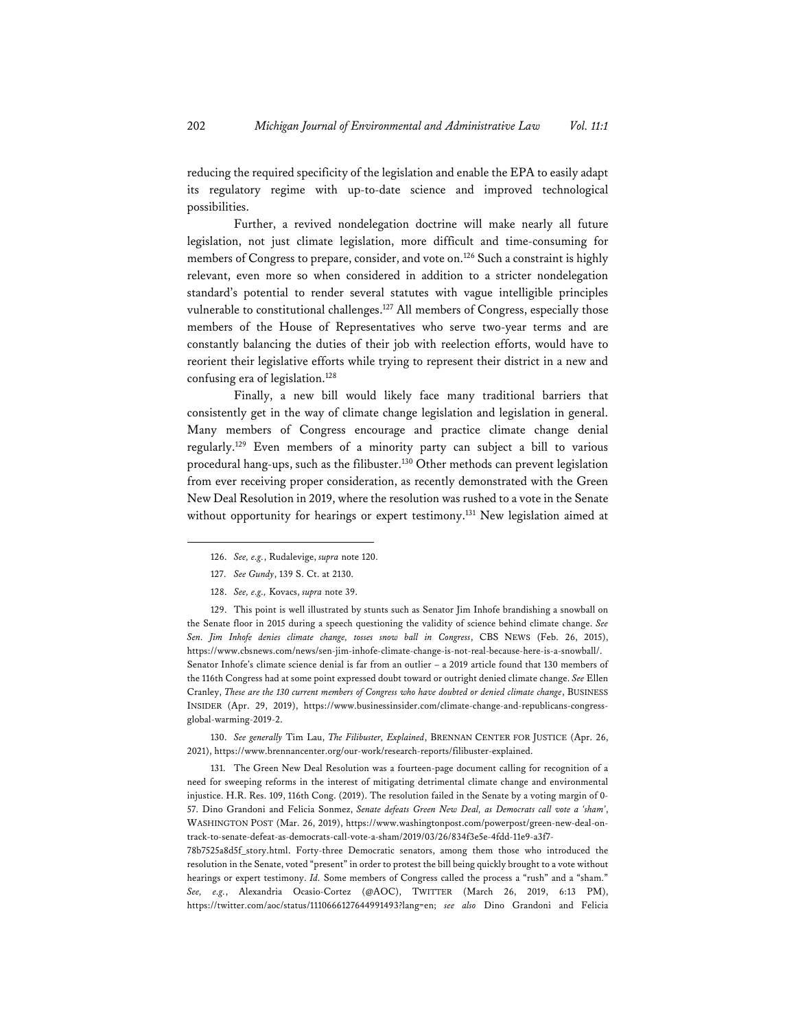reducing the required specificity of the legislation and enable the EPA to easily adapt its regulatory regime with up-to-date science and improved technological possibilities.

Further, a revived nondelegation doctrine will make nearly all future legislation, not just climate legislation, more difficult and time-consuming for members of Congress to prepare, consider, and vote on.[126] Such a constraint is highly relevant, even more so when considered in addition to a stricter nondelegation standard's potential to render several statutes with vague intelligible principles vulnerable to constitutional challenges.[127] All members of Congress, especially those members of the House of Representatives who serve two-year terms and are constantly balancing the duties of their job with reelection efforts, would have to reorient their legislative efforts while trying to represent their district in a new and confusing era of legislation.[128]

Finally, a new bill would likely face many traditional barriers that consistently get in the way of climate change legislation and legislation in general. Many members of Congress encourage and practice climate change denial regularly.[129] Even members of a minority party can subject a bill to various procedural hang-ups, such as the filibuster.[130] Other methods can prevent legislation from ever receiving proper consideration, as recently demonstrated with the Green New Deal Resolution in 2019, where the resolution was rushed to a vote in the Senate without opportunity for hearings or expert testimony.[131] New legislation aimed at

---

126. *See, e.g.*, Rudalevige, *supra* note 120.

127. *See Gundy*, 139 S. Ct. at 2130.

128. *See, e.g.,* Kovacs, *supra* note 39.

129. This point is well illustrated by stunts such as Senator Jim Inhofe brandishing a snowball on the Senate floor in 2015 during a speech questioning the validity of science behind climate change. *See Sen. Jim Inhofe denies climate change, tosses snow ball in Congress*, CBS NEWS (Feb. 26, 2015), https://www.cbsnews.com/news/sen-jim-inhofe-climate-change-is-not-real-because-here-is-a-snowball/. Senator Inhofe's climate science denial is far from an outlier – a 2019 article found that 130 members of the 116th Congress had at some point expressed doubt toward or outright denied climate change. *See* Ellen Cranley, *These are the 130 current members of Congress who have doubted or denied climate change*, BUSINESS INSIDER (Apr. 29, 2019), https://www.businessinsider.com/climate-change-and-republicans-congress-global-warming-2019-2.

130. *See generally* Tim Lau, *The Filibuster, Explained*, BRENNAN CENTER FOR JUSTICE (Apr. 26, 2021), https://www.brennancenter.org/our-work/research-reports/filibuster-explained.

131. The Green New Deal Resolution was a fourteen-page document calling for recognition of a need for sweeping reforms in the interest of mitigating detrimental climate change and environmental injustice. H.R. Res. 109, 116th Cong. (2019). The resolution failed in the Senate by a voting margin of 0-57. Dino Grandoni and Felicia Sonmez, *Senate defeats Green New Deal, as Democrats call vote a 'sham'*, WASHINGTON POST (Mar. 26, 2019), https://www.washingtonpost.com/powerpost/green-new-deal-on-track-to-senate-defeat-as-democrats-call-vote-a-sham/2019/03/26/834f3e5e-4fdd-11e9-a3f7-78b7525a8d5f_story.html. Forty-three Democratic senators, among them those who introduced the resolution in the Senate, voted "present" in order to protest the bill being quickly brought to a vote without hearings or expert testimony. *Id.* Some members of Congress called the process a "rush" and a "sham." *See, e.g.*, Alexandria Ocasio-Cortez (@AOC), TWITTER (March 26, 2019, 6:13 PM), https://twitter.com/aoc/status/1110666127644991493?lang=en; *see also* Dino Grandoni and Felicia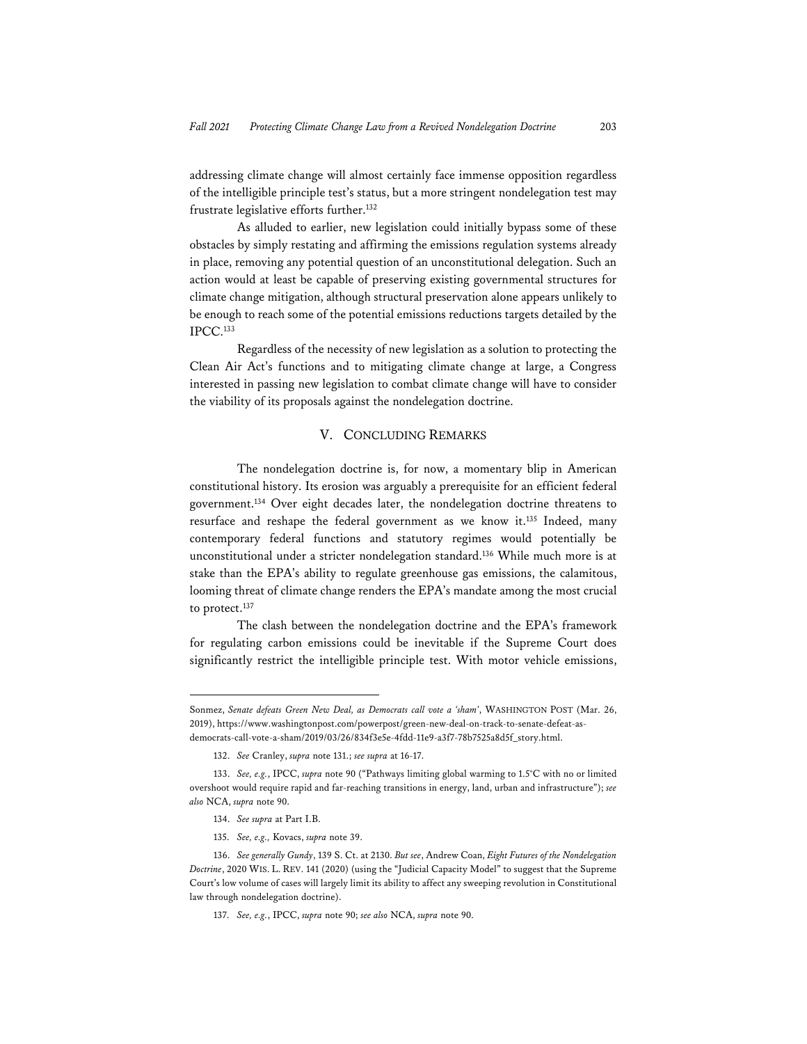addressing climate change will almost certainly face immense opposition regardless of the intelligible principle test's status, but a more stringent nondelegation test may frustrate legislative efforts further.[132]

As alluded to earlier, new legislation could initially bypass some of these obstacles by simply restating and affirming the emissions regulation systems already in place, removing any potential question of an unconstitutional delegation. Such an action would at least be capable of preserving existing governmental structures for climate change mitigation, although structural preservation alone appears unlikely to be enough to reach some of the potential emissions reductions targets detailed by the IPCC.[133]

Regardless of the necessity of new legislation as a solution to protecting the Clean Air Act's functions and to mitigating climate change at large, a Congress interested in passing new legislation to combat climate change will have to consider the viability of its proposals against the nondelegation doctrine.

## V. CONCLUDING REMARKS

The nondelegation doctrine is, for now, a momentary blip in American constitutional history. Its erosion was arguably a prerequisite for an efficient federal government.[134] Over eight decades later, the nondelegation doctrine threatens to resurface and reshape the federal government as we know it.[135] Indeed, many contemporary federal functions and statutory regimes would potentially be unconstitutional under a stricter nondelegation standard.[136] While much more is at stake than the EPA's ability to regulate greenhouse gas emissions, the calamitous, looming threat of climate change renders the EPA's mandate among the most crucial to protect.[137]

The clash between the nondelegation doctrine and the EPA's framework for regulating carbon emissions could be inevitable if the Supreme Court does significantly restrict the intelligible principle test. With motor vehicle emissions,

---

Sonmez, *Senate defeats Green New Deal, as Democrats call vote a 'sham'*, WASHINGTON POST (Mar. 26, 2019), https://www.washingtonpost.com/powerpost/green-new-deal-on-track-to-senate-defeat-as-democrats-call-vote-a-sham/2019/03/26/834f3e5e-4fdd-11e9-a3f7-78b7525a8d5f_story.html.

132. *See* Cranley, *supra* note 131.; *see supra* at 16-17.

133. *See, e.g.*, IPCC, *supra* note 90 ("Pathways limiting global warming to 1.5°C with no or limited overshoot would require rapid and far-reaching transitions in energy, land, urban and infrastructure"); *see also* NCA, *supra* note 90.

134. *See supra* at Part I.B.

135. *See, e.g.,* Kovacs, *supra* note 39.

136. *See generally Gundy*, 139 S. Ct. at 2130. *But see*, Andrew Coan, *Eight Futures of the Nondelegation Doctrine*, 2020 WIS. L. REV. 141 (2020) (using the "Judicial Capacity Model" to suggest that the Supreme Court's low volume of cases will largely limit its ability to affect any sweeping revolution in Constitutional law through nondelegation doctrine).

137. *See, e.g.*, IPCC, *supra* note 90; *see also* NCA, *supra* note 90.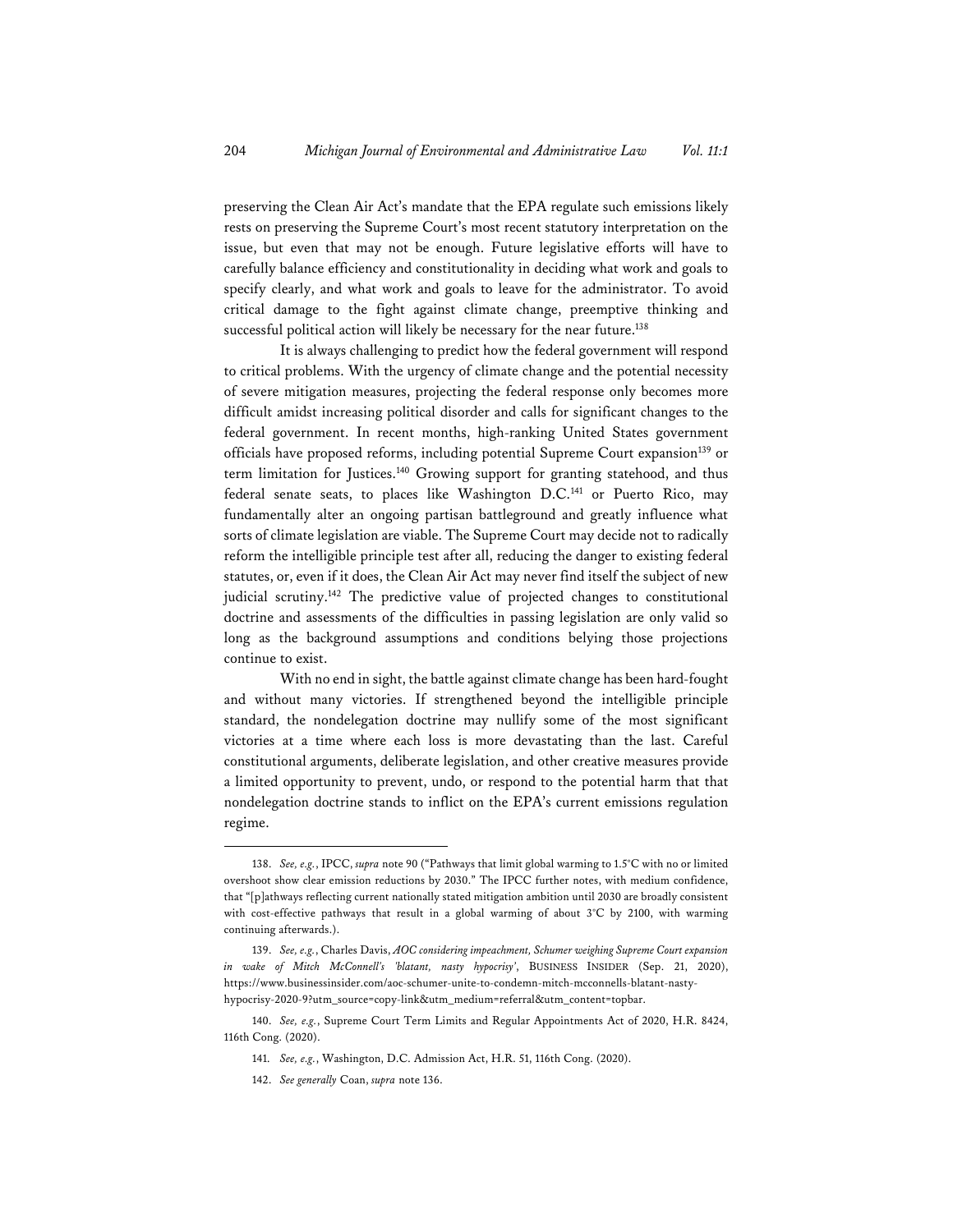preserving the Clean Air Act's mandate that the EPA regulate such emissions likely rests on preserving the Supreme Court's most recent statutory interpretation on the issue, but even that may not be enough. Future legislative efforts will have to carefully balance efficiency and constitutionality in deciding what work and goals to specify clearly, and what work and goals to leave for the administrator. To avoid critical damage to the fight against climate change, preemptive thinking and successful political action will likely be necessary for the near future.[138]

It is always challenging to predict how the federal government will respond to critical problems. With the urgency of climate change and the potential necessity of severe mitigation measures, projecting the federal response only becomes more difficult amidst increasing political disorder and calls for significant changes to the federal government. In recent months, high-ranking United States government officials have proposed reforms, including potential Supreme Court expansion[139] or term limitation for Justices.[140] Growing support for granting statehood, and thus federal senate seats, to places like Washington D.C.[141] or Puerto Rico, may fundamentally alter an ongoing partisan battleground and greatly influence what sorts of climate legislation are viable. The Supreme Court may decide not to radically reform the intelligible principle test after all, reducing the danger to existing federal statutes, or, even if it does, the Clean Air Act may never find itself the subject of new judicial scrutiny.[142] The predictive value of projected changes to constitutional doctrine and assessments of the difficulties in passing legislation are only valid so long as the background assumptions and conditions belying those projections continue to exist.

With no end in sight, the battle against climate change has been hard-fought and without many victories. If strengthened beyond the intelligible principle standard, the nondelegation doctrine may nullify some of the most significant victories at a time where each loss is more devastating than the last. Careful constitutional arguments, deliberate legislation, and other creative measures provide a limited opportunity to prevent, undo, or respond to the potential harm that that nondelegation doctrine stands to inflict on the EPA's current emissions regulation regime.

---

138. *See, e.g.*, IPCC, *supra* note 90 ("Pathways that limit global warming to 1.5°C with no or limited overshoot show clear emission reductions by 2030." The IPCC further notes, with medium confidence, that "[p]athways reflecting current nationally stated mitigation ambition until 2030 are broadly consistent with cost-effective pathways that result in a global warming of about 3°C by 2100, with warming continuing afterwards.).

139. *See, e.g.*, Charles Davis, *AOC considering impeachment, Schumer weighing Supreme Court expansion in wake of Mitch McConnell's 'blatant, nasty hypocrisy'*, BUSINESS INSIDER (Sep. 21, 2020), https://www.businessinsider.com/aoc-schumer-unite-to-condemn-mitch-mcconnells-blatant-nasty-hypocrisy-2020-9?utm_source=copy-link&utm_medium=referral&utm_content=topbar.

140. *See, e.g.*, Supreme Court Term Limits and Regular Appointments Act of 2020, H.R. 8424, 116th Cong. (2020).

141. *See, e.g.*, Washington, D.C. Admission Act, H.R. 51, 116th Cong. (2020).

142. *See generally* Coan, *supra* note 136.